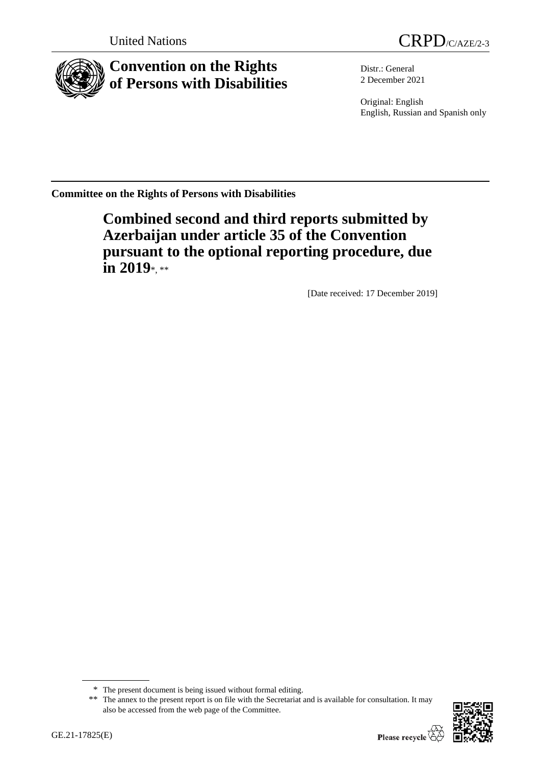United Nations

CRPD/C/AZE/2-3

# Convention on the Rights of Persons with Disabilities

Distr.: General
2 December 2021

Original: English
English, Russian and Spanish only

**Committee on the Rights of Persons with Disabilities**

## Combined second and third reports submitted by Azerbaijan under article 35 of the Convention pursuant to the optional reporting procedure, due in 2019*, **

[Date received: 17 December 2019]

\* The present document is being issued without formal editing.

\*\* The annex to the present report is on file with the Secretariat and is available for consultation. It may also be accessed from the web page of the Committee.

GE.21-17825(E)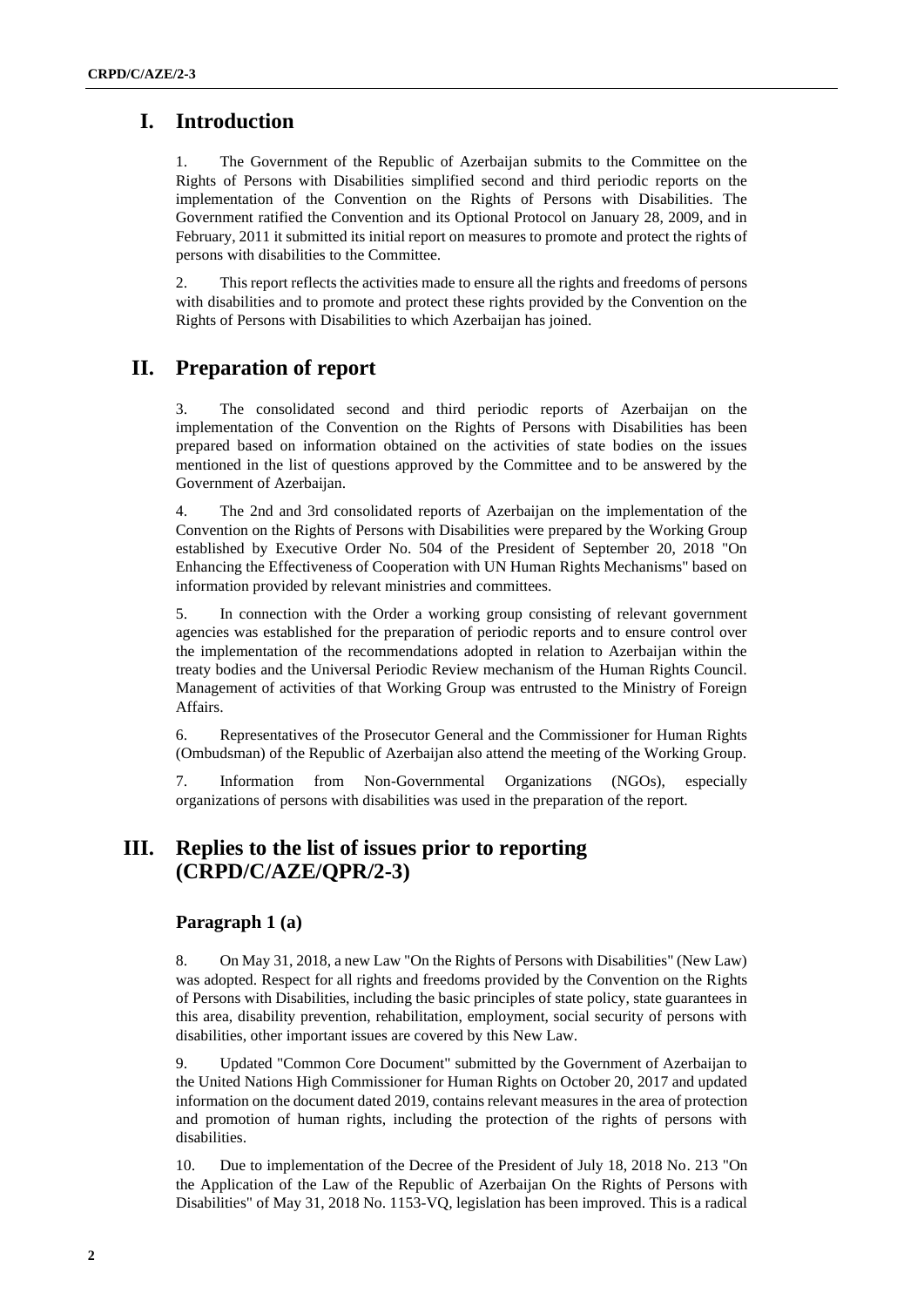# I. Introduction

1. The Government of the Republic of Azerbaijan submits to the Committee on the Rights of Persons with Disabilities simplified second and third periodic reports on the implementation of the Convention on the Rights of Persons with Disabilities. The Government ratified the Convention and its Optional Protocol on January 28, 2009, and in February, 2011 it submitted its initial report on measures to promote and protect the rights of persons with disabilities to the Committee.

2. This report reflects the activities made to ensure all the rights and freedoms of persons with disabilities and to promote and protect these rights provided by the Convention on the Rights of Persons with Disabilities to which Azerbaijan has joined.

# II. Preparation of report

3. The consolidated second and third periodic reports of Azerbaijan on the implementation of the Convention on the Rights of Persons with Disabilities has been prepared based on information obtained on the activities of state bodies on the issues mentioned in the list of questions approved by the Committee and to be answered by the Government of Azerbaijan.

4. The 2nd and 3rd consolidated reports of Azerbaijan on the implementation of the Convention on the Rights of Persons with Disabilities were prepared by the Working Group established by Executive Order No. 504 of the President of September 20, 2018 "On Enhancing the Effectiveness of Cooperation with UN Human Rights Mechanisms" based on information provided by relevant ministries and committees.

5. In connection with the Order a working group consisting of relevant government agencies was established for the preparation of periodic reports and to ensure control over the implementation of the recommendations adopted in relation to Azerbaijan within the treaty bodies and the Universal Periodic Review mechanism of the Human Rights Council. Management of activities of that Working Group was entrusted to the Ministry of Foreign Affairs.

6. Representatives of the Prosecutor General and the Commissioner for Human Rights (Ombudsman) of the Republic of Azerbaijan also attend the meeting of the Working Group.

7. Information from Non-Governmental Organizations (NGOs), especially organizations of persons with disabilities was used in the preparation of the report.

# III. Replies to the list of issues prior to reporting (CRPD/C/AZE/QPR/2-3)

## Paragraph 1 (a)

8. On May 31, 2018, a new Law "On the Rights of Persons with Disabilities" (New Law) was adopted. Respect for all rights and freedoms provided by the Convention on the Rights of Persons with Disabilities, including the basic principles of state policy, state guarantees in this area, disability prevention, rehabilitation, employment, social security of persons with disabilities, other important issues are covered by this New Law.

9. Updated "Common Core Document" submitted by the Government of Azerbaijan to the United Nations High Commissioner for Human Rights on October 20, 2017 and updated information on the document dated 2019, contains relevant measures in the area of protection and promotion of human rights, including the protection of the rights of persons with disabilities.

10. Due to implementation of the Decree of the President of July 18, 2018 No. 213 "On the Application of the Law of the Republic of Azerbaijan On the Rights of Persons with Disabilities" of May 31, 2018 No. 1153-VQ, legislation has been improved. This is a radical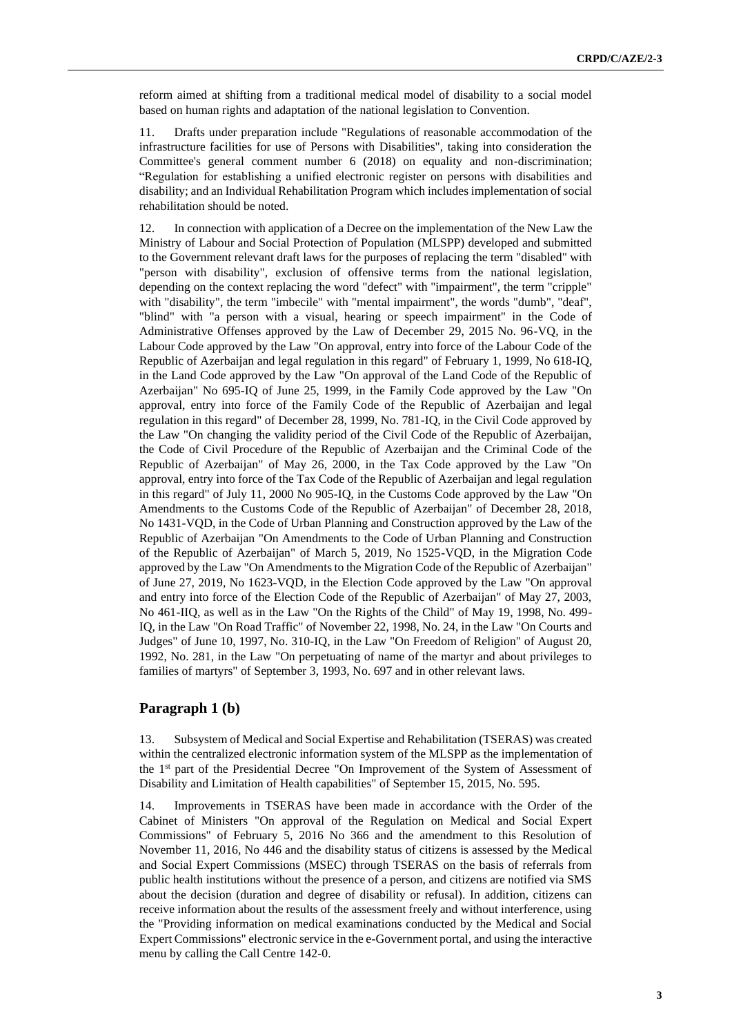reform aimed at shifting from a traditional medical model of disability to a social model based on human rights and adaptation of the national legislation to Convention.

11. Drafts under preparation include "Regulations of reasonable accommodation of the infrastructure facilities for use of Persons with Disabilities", taking into consideration the Committee's general comment number 6 (2018) on equality and non-discrimination; “Regulation for establishing a unified electronic register on persons with disabilities and disability; and an Individual Rehabilitation Program which includes implementation of social rehabilitation should be noted.

12. In connection with application of a Decree on the implementation of the New Law the Ministry of Labour and Social Protection of Population (MLSPP) developed and submitted to the Government relevant draft laws for the purposes of replacing the term "disabled" with "person with disability", exclusion of offensive terms from the national legislation, depending on the context replacing the word "defect" with "impairment", the term "cripple" with "disability", the term "imbecile" with "mental impairment", the words "dumb", "deaf", "blind" with "a person with a visual, hearing or speech impairment" in the Code of Administrative Offenses approved by the Law of December 29, 2015 No. 96-VQ, in the Labour Code approved by the Law "On approval, entry into force of the Labour Code of the Republic of Azerbaijan and legal regulation in this regard" of February 1, 1999, No 618-IQ, in the Land Code approved by the Law "On approval of the Land Code of the Republic of Azerbaijan" No 695-IQ of June 25, 1999, in the Family Code approved by the Law "On approval, entry into force of the Family Code of the Republic of Azerbaijan and legal regulation in this regard" of December 28, 1999, No. 781-IQ, in the Civil Code approved by the Law "On changing the validity period of the Civil Code of the Republic of Azerbaijan, the Code of Civil Procedure of the Republic of Azerbaijan and the Criminal Code of the Republic of Azerbaijan" of May 26, 2000, in the Tax Code approved by the Law "On approval, entry into force of the Tax Code of the Republic of Azerbaijan and legal regulation in this regard" of July 11, 2000 No 905-IQ, in the Customs Code approved by the Law "On Amendments to the Customs Code of the Republic of Azerbaijan" of December 28, 2018, No 1431-VQD, in the Code of Urban Planning and Construction approved by the Law of the Republic of Azerbaijan "On Amendments to the Code of Urban Planning and Construction of the Republic of Azerbaijan" of March 5, 2019, No 1525-VQD, in the Migration Code approved by the Law "On Amendments to the Migration Code of the Republic of Azerbaijan" of June 27, 2019, No 1623-VQD, in the Election Code approved by the Law "On approval and entry into force of the Election Code of the Republic of Azerbaijan" of May 27, 2003, No 461-IIQ, as well as in the Law "On the Rights of the Child" of May 19, 1998, No. 499-IQ, in the Law "On Road Traffic" of November 22, 1998, No. 24, in the Law "On Courts and Judges" of June 10, 1997, No. 310-IQ, in the Law "On Freedom of Religion" of August 20, 1992, No. 281, in the Law "On perpetuating of name of the martyr and about privileges to families of martyrs" of September 3, 1993, No. 697 and in other relevant laws.

## Paragraph 1 (b)

13. Subsystem of Medical and Social Expertise and Rehabilitation (TSERAS) was created within the centralized electronic information system of the MLSPP as the implementation of the 1st part of the Presidential Decree "On Improvement of the System of Assessment of Disability and Limitation of Health capabilities" of September 15, 2015, No. 595.

14. Improvements in TSERAS have been made in accordance with the Order of the Cabinet of Ministers "On approval of the Regulation on Medical and Social Expert Commissions" of February 5, 2016 No 366 and the amendment to this Resolution of November 11, 2016, No 446 and the disability status of citizens is assessed by the Medical and Social Expert Commissions (MSEC) through TSERAS on the basis of referrals from public health institutions without the presence of a person, and citizens are notified via SMS about the decision (duration and degree of disability or refusal). In addition, citizens can receive information about the results of the assessment freely and without interference, using the "Providing information on medical examinations conducted by the Medical and Social Expert Commissions" electronic service in the e-Government portal, and using the interactive menu by calling the Call Centre 142-0.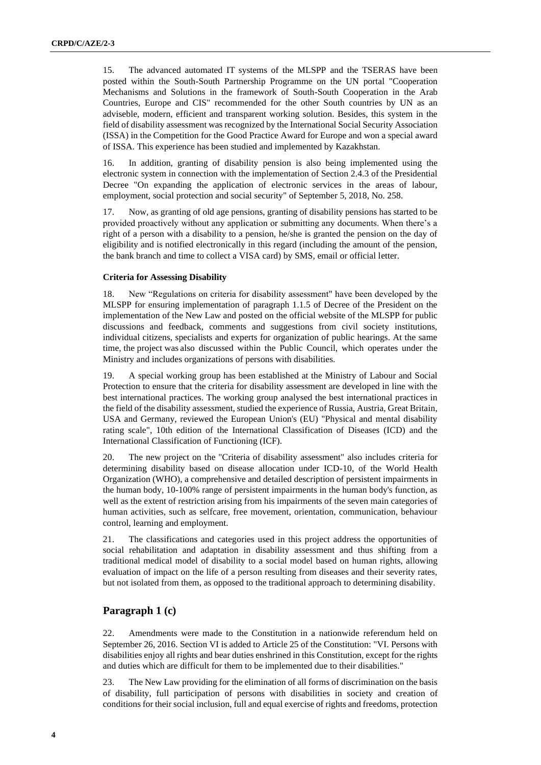15. The advanced automated IT systems of the MLSPP and the TSERAS have been posted within the South-South Partnership Programme on the UN portal "Cooperation Mechanisms and Solutions in the framework of South-South Cooperation in the Arab Countries, Europe and CIS" recommended for the other South countries by UN as an adviseble, modern, efficient and transparent working solution. Besides, this system in the field of disability assessment was recognized by the International Social Security Association (ISSA) in the Competition for the Good Practice Award for Europe and won a special award of ISSA. This experience has been studied and implemented by Kazakhstan.

16. In addition, granting of disability pension is also being implemented using the electronic system in connection with the implementation of Section 2.4.3 of the Presidential Decree "On expanding the application of electronic services in the areas of labour, employment, social protection and social security" of September 5, 2018, No. 258.

17. Now, as granting of old age pensions, granting of disability pensions has started to be provided proactively without any application or submitting any documents. When there's a right of a person with a disability to a pension, he/she is granted the pension on the day of eligibility and is notified electronically in this regard (including the amount of the pension, the bank branch and time to collect a VISA card) by SMS, email or official letter.

**Criteria for Assessing Disability**

18. New "Regulations on criteria for disability assessment" have been developed by the MLSPP for ensuring implementation of paragraph 1.1.5 of Decree of the President on the implementation of the New Law and posted on the official website of the MLSPP for public discussions and feedback, comments and suggestions from civil society institutions, individual citizens, specialists and experts for organization of public hearings. At the same time, the project was also discussed within the Public Council, which operates under the Ministry and includes organizations of persons with disabilities.

19. A special working group has been established at the Ministry of Labour and Social Protection to ensure that the criteria for disability assessment are developed in line with the best international practices. The working group analysed the best international practices in the field of the disability assessment, studied the experience of Russia, Austria, Great Britain, USA and Germany, reviewed the European Union's (EU) "Physical and mental disability rating scale", 10th edition of the International Classification of Diseases (ICD) and the International Classification of Functioning (ICF).

20. The new project on the "Criteria of disability assessment" also includes criteria for determining disability based on disease allocation under ICD-10, of the World Health Organization (WHO), a comprehensive and detailed description of persistent impairments in the human body, 10-100% range of persistent impairments in the human body's function, as well as the extent of restriction arising from his impairments of the seven main categories of human activities, such as selfcare, free movement, orientation, communication, behaviour control, learning and employment.

21. The classifications and categories used in this project address the opportunities of social rehabilitation and adaptation in disability assessment and thus shifting from a traditional medical model of disability to a social model based on human rights, allowing evaluation of impact on the life of a person resulting from diseases and their severity rates, but not isolated from them, as opposed to the traditional approach to determining disability.

## Paragraph 1 (c)

22. Amendments were made to the Constitution in a nationwide referendum held on September 26, 2016. Section VI is added to Article 25 of the Constitution: "VI. Persons with disabilities enjoy all rights and bear duties enshrined in this Constitution, except for the rights and duties which are difficult for them to be implemented due to their disabilities."

23. The New Law providing for the elimination of all forms of discrimination on the basis of disability, full participation of persons with disabilities in society and creation of conditions for their social inclusion, full and equal exercise of rights and freedoms, protection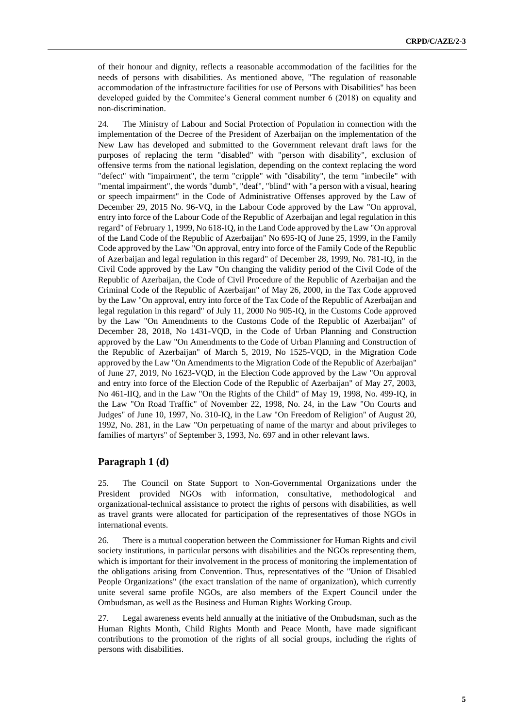of their honour and dignity, reflects a reasonable accommodation of the facilities for the needs of persons with disabilities. As mentioned above, "The regulation of reasonable accommodation of the infrastructure facilities for use of Persons with Disabilities" has been developed guided by the Commitee's General comment number 6 (2018) on equality and non-discrimination.

24. The Ministry of Labour and Social Protection of Population in connection with the implementation of the Decree of the President of Azerbaijan on the implementation of the New Law has developed and submitted to the Government relevant draft laws for the purposes of replacing the term "disabled" with "person with disability", exclusion of offensive terms from the national legislation, depending on the context replacing the word "defect" with "impairment", the term "cripple" with "disability", the term "imbecile" with "mental impairment", the words "dumb", "deaf", "blind" with "a person with a visual, hearing or speech impairment" in the Code of Administrative Offenses approved by the Law of December 29, 2015 No. 96-VQ, in the Labour Code approved by the Law "On approval, entry into force of the Labour Code of the Republic of Azerbaijan and legal regulation in this regard" of February 1, 1999, No 618-IQ, in the Land Code approved by the Law "On approval of the Land Code of the Republic of Azerbaijan" No 695-IQ of June 25, 1999, in the Family Code approved by the Law "On approval, entry into force of the Family Code of the Republic of Azerbaijan and legal regulation in this regard" of December 28, 1999, No. 781-IQ, in the Civil Code approved by the Law "On changing the validity period of the Civil Code of the Republic of Azerbaijan, the Code of Civil Procedure of the Republic of Azerbaijan and the Criminal Code of the Republic of Azerbaijan" of May 26, 2000, in the Tax Code approved by the Law "On approval, entry into force of the Tax Code of the Republic of Azerbaijan and legal regulation in this regard" of July 11, 2000 No 905-IQ, in the Customs Code approved by the Law "On Amendments to the Customs Code of the Republic of Azerbaijan" of December 28, 2018, No 1431-VQD, in the Code of Urban Planning and Construction approved by the Law "On Amendments to the Code of Urban Planning and Construction of the Republic of Azerbaijan" of March 5, 2019, No 1525-VQD, in the Migration Code approved by the Law "On Amendments to the Migration Code of the Republic of Azerbaijan" of June 27, 2019, No 1623-VQD, in the Election Code approved by the Law "On approval and entry into force of the Election Code of the Republic of Azerbaijan" of May 27, 2003, No 461-IIQ, and in the Law "On the Rights of the Child" of May 19, 1998, No. 499-IQ, in the Law "On Road Traffic" of November 22, 1998, No. 24, in the Law "On Courts and Judges" of June 10, 1997, No. 310-IQ, in the Law "On Freedom of Religion" of August 20, 1992, No. 281, in the Law "On perpetuating of name of the martyr and about privileges to families of martyrs" of September 3, 1993, No. 697 and in other relevant laws.

## Paragraph 1 (d)

25. The Council on State Support to Non-Governmental Organizations under the President provided NGOs with information, consultative, methodological and organizational-technical assistance to protect the rights of persons with disabilities, as well as travel grants were allocated for participation of the representatives of those NGOs in international events.

26. There is a mutual cooperation between the Commissioner for Human Rights and civil society institutions, in particular persons with disabilities and the NGOs representing them, which is important for their involvement in the process of monitoring the implementation of the obligations arising from Convention. Thus, representatives of the "Union of Disabled People Organizations" (the exact translation of the name of organization), which currently unite several same profile NGOs, are also members of the Expert Council under the Ombudsman, as well as the Business and Human Rights Working Group.

27. Legal awareness events held annually at the initiative of the Ombudsman, such as the Human Rights Month, Child Rights Month and Peace Month, have made significant contributions to the promotion of the rights of all social groups, including the rights of persons with disabilities.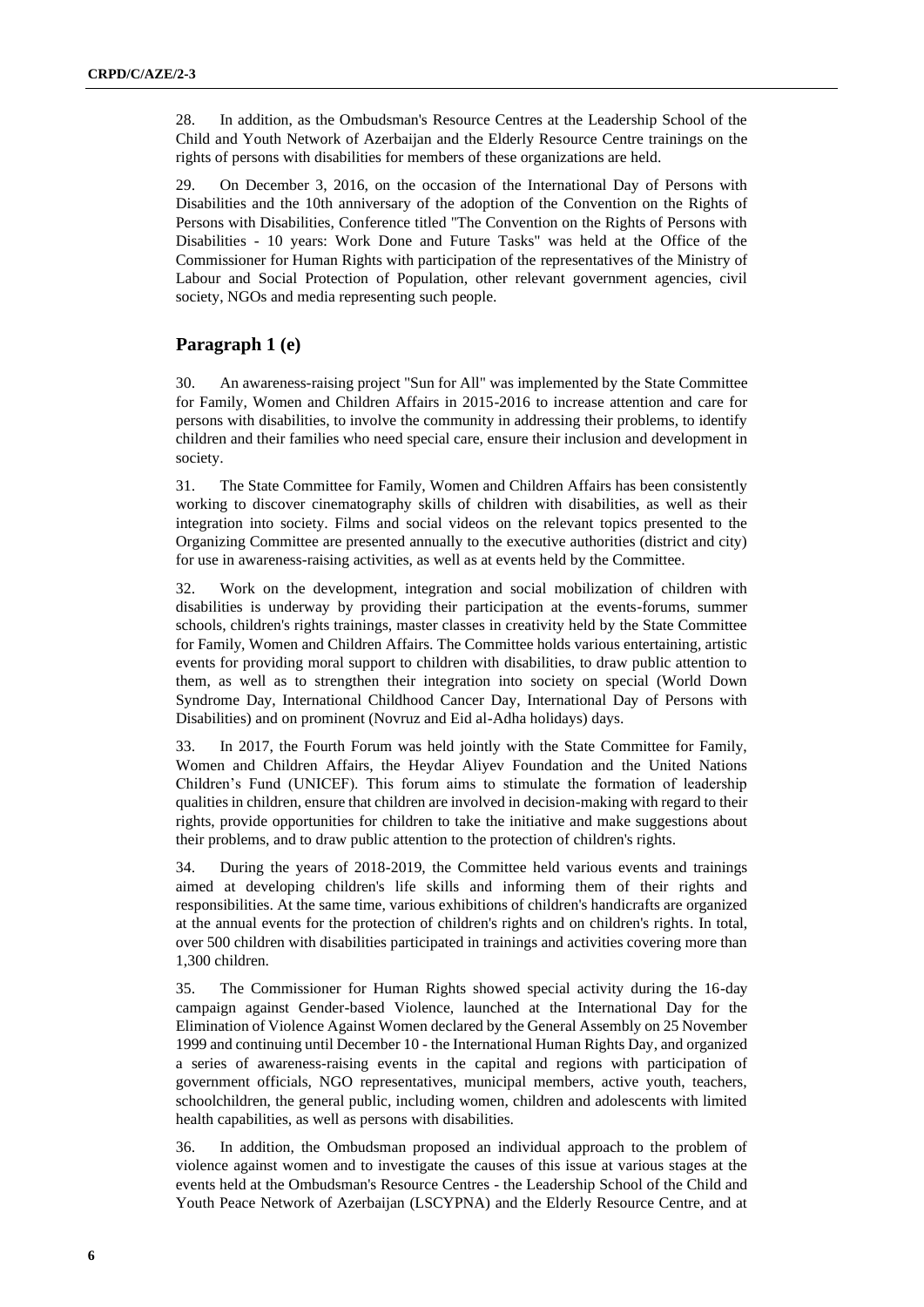28. In addition, as the Ombudsman's Resource Centres at the Leadership School of the Child and Youth Network of Azerbaijan and the Elderly Resource Centre trainings on the rights of persons with disabilities for members of these organizations are held.

29. On December 3, 2016, on the occasion of the International Day of Persons with Disabilities and the 10th anniversary of the adoption of the Convention on the Rights of Persons with Disabilities, Conference titled "The Convention on the Rights of Persons with Disabilities - 10 years: Work Done and Future Tasks" was held at the Office of the Commissioner for Human Rights with participation of the representatives of the Ministry of Labour and Social Protection of Population, other relevant government agencies, civil society, NGOs and media representing such people.

## Paragraph 1 (e)

30. An awareness-raising project "Sun for All" was implemented by the State Committee for Family, Women and Children Affairs in 2015-2016 to increase attention and care for persons with disabilities, to involve the community in addressing their problems, to identify children and their families who need special care, ensure their inclusion and development in society.

31. The State Committee for Family, Women and Children Affairs has been consistently working to discover cinematography skills of children with disabilities, as well as their integration into society. Films and social videos on the relevant topics presented to the Organizing Committee are presented annually to the executive authorities (district and city) for use in awareness-raising activities, as well as at events held by the Committee.

32. Work on the development, integration and social mobilization of children with disabilities is underway by providing their participation at the events-forums, summer schools, children's rights trainings, master classes in creativity held by the State Committee for Family, Women and Children Affairs. The Committee holds various entertaining, artistic events for providing moral support to children with disabilities, to draw public attention to them, as well as to strengthen their integration into society on special (World Down Syndrome Day, International Childhood Cancer Day, International Day of Persons with Disabilities) and on prominent (Novruz and Eid al-Adha holidays) days.

33. In 2017, the Fourth Forum was held jointly with the State Committee for Family, Women and Children Affairs, the Heydar Aliyev Foundation and the United Nations Children's Fund (UNICEF). This forum aims to stimulate the formation of leadership qualities in children, ensure that children are involved in decision-making with regard to their rights, provide opportunities for children to take the initiative and make suggestions about their problems, and to draw public attention to the protection of children's rights.

34. During the years of 2018-2019, the Committee held various events and trainings aimed at developing children's life skills and informing them of their rights and responsibilities. At the same time, various exhibitions of children's handicrafts are organized at the annual events for the protection of children's rights and on children's rights. In total, over 500 children with disabilities participated in trainings and activities covering more than 1,300 children.

35. The Commissioner for Human Rights showed special activity during the 16-day campaign against Gender-based Violence, launched at the International Day for the Elimination of Violence Against Women declared by the General Assembly on 25 November 1999 and continuing until December 10 - the International Human Rights Day, and organized a series of awareness-raising events in the capital and regions with participation of government officials, NGO representatives, municipal members, active youth, teachers, schoolchildren, the general public, including women, children and adolescents with limited health capabilities, as well as persons with disabilities.

36. In addition, the Ombudsman proposed an individual approach to the problem of violence against women and to investigate the causes of this issue at various stages at the events held at the Ombudsman's Resource Centres - the Leadership School of the Child and Youth Peace Network of Azerbaijan (LSCYPNA) and the Elderly Resource Centre, and at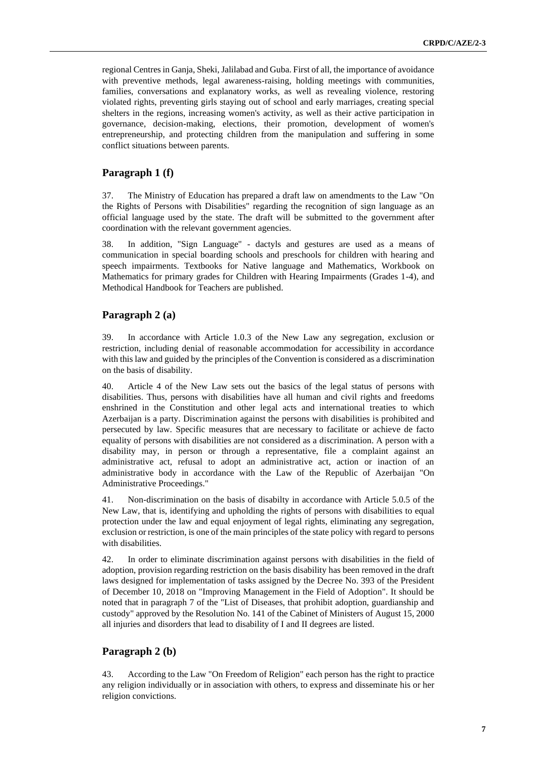regional Centres in Ganja, Sheki, Jalilabad and Guba. First of all, the importance of avoidance with preventive methods, legal awareness-raising, holding meetings with communities, families, conversations and explanatory works, as well as revealing violence, restoring violated rights, preventing girls staying out of school and early marriages, creating special shelters in the regions, increasing women's activity, as well as their active participation in governance, decision-making, elections, their promotion, development of women's entrepreneurship, and protecting children from the manipulation and suffering in some conflict situations between parents.

## Paragraph 1 (f)

37. The Ministry of Education has prepared a draft law on amendments to the Law "On the Rights of Persons with Disabilities" regarding the recognition of sign language as an official language used by the state. The draft will be submitted to the government after coordination with the relevant government agencies.

38. In addition, "Sign Language" - dactyls and gestures are used as a means of communication in special boarding schools and preschools for children with hearing and speech impairments. Textbooks for Native language and Mathematics, Workbook on Mathematics for primary grades for Children with Hearing Impairments (Grades 1-4), and Methodical Handbook for Teachers are published.

## Paragraph 2 (a)

39. In accordance with Article 1.0.3 of the New Law any segregation, exclusion or restriction, including denial of reasonable accommodation for accessibility in accordance with this law and guided by the principles of the Convention is considered as a discrimination on the basis of disability.

40. Article 4 of the New Law sets out the basics of the legal status of persons with disabilities. Thus, persons with disabilities have all human and civil rights and freedoms enshrined in the Constitution and other legal acts and international treaties to which Azerbaijan is a party. Discrimination against the persons with disabilities is prohibited and persecuted by law. Specific measures that are necessary to facilitate or achieve de facto equality of persons with disabilities are not considered as a discrimination. A person with a disability may, in person or through a representative, file a complaint against an administrative act, refusal to adopt an administrative act, action or inaction of an administrative body in accordance with the Law of the Republic of Azerbaijan "On Administrative Proceedings."

41. Non-discrimination on the basis of disabilty in accordance with Article 5.0.5 of the New Law, that is, identifying and upholding the rights of persons with disabilities to equal protection under the law and equal enjoyment of legal rights, eliminating any segregation, exclusion or restriction, is one of the main principles of the state policy with regard to persons with disabilities.

42. In order to eliminate discrimination against persons with disabilities in the field of adoption, provision regarding restriction on the basis disability has been removed in the draft laws designed for implementation of tasks assigned by the Decree No. 393 of the President of December 10, 2018 on "Improving Management in the Field of Adoption". It should be noted that in paragraph 7 of the "List of Diseases, that prohibit adoption, guardianship and custody" approved by the Resolution No. 141 of the Cabinet of Ministers of August 15, 2000 all injuries and disorders that lead to disability of I and II degrees are listed.

## Paragraph 2 (b)

43. According to the Law "On Freedom of Religion" each person has the right to practice any religion individually or in association with others, to express and disseminate his or her religion convictions.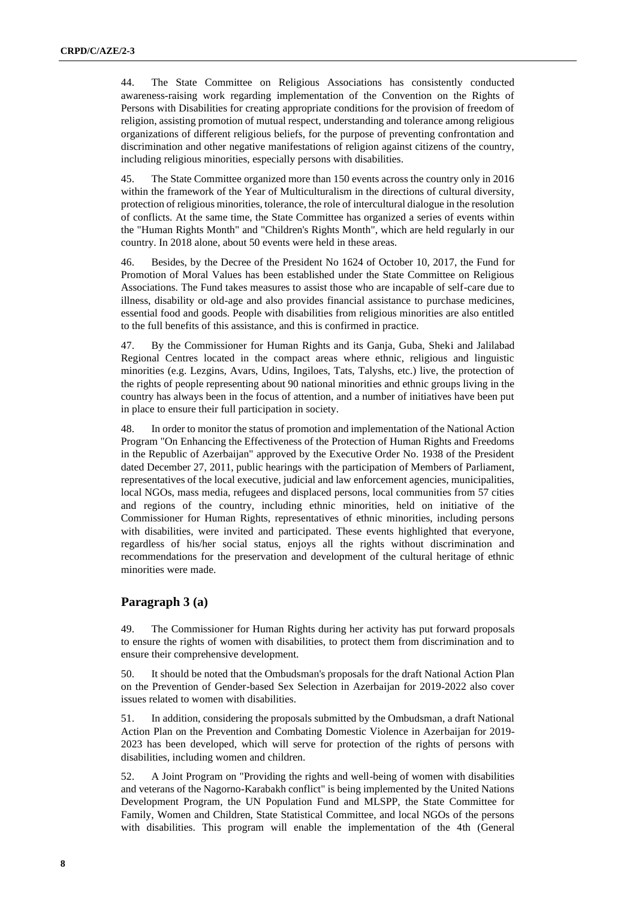44. The State Committee on Religious Associations has consistently conducted awareness-raising work regarding implementation of the Convention on the Rights of Persons with Disabilities for creating appropriate conditions for the provision of freedom of religion, assisting promotion of mutual respect, understanding and tolerance among religious organizations of different religious beliefs, for the purpose of preventing confrontation and discrimination and other negative manifestations of religion against citizens of the country, including religious minorities, especially persons with disabilities.

45. The State Committee organized more than 150 events across the country only in 2016 within the framework of the Year of Multiculturalism in the directions of cultural diversity, protection of religious minorities, tolerance, the role of intercultural dialogue in the resolution of conflicts. At the same time, the State Committee has organized a series of events within the "Human Rights Month" and "Children's Rights Month", which are held regularly in our country. In 2018 alone, about 50 events were held in these areas.

46. Besides, by the Decree of the President No 1624 of October 10, 2017, the Fund for Promotion of Moral Values has been established under the State Committee on Religious Associations. The Fund takes measures to assist those who are incapable of self-care due to illness, disability or old-age and also provides financial assistance to purchase medicines, essential food and goods. People with disabilities from religious minorities are also entitled to the full benefits of this assistance, and this is confirmed in practice.

47. By the Commissioner for Human Rights and its Ganja, Guba, Sheki and Jalilabad Regional Centres located in the compact areas where ethnic, religious and linguistic minorities (e.g. Lezgins, Avars, Udins, Ingiloes, Tats, Talyshs, etc.) live, the protection of the rights of people representing about 90 national minorities and ethnic groups living in the country has always been in the focus of attention, and a number of initiatives have been put in place to ensure their full participation in society.

48. In order to monitor the status of promotion and implementation of the National Action Program "On Enhancing the Effectiveness of the Protection of Human Rights and Freedoms in the Republic of Azerbaijan" approved by the Executive Order No. 1938 of the President dated December 27, 2011, public hearings with the participation of Members of Parliament, representatives of the local executive, judicial and law enforcement agencies, municipalities, local NGOs, mass media, refugees and displaced persons, local communities from 57 cities and regions of the country, including ethnic minorities, held on initiative of the Commissioner for Human Rights, representatives of ethnic minorities, including persons with disabilities, were invited and participated. These events highlighted that everyone, regardless of his/her social status, enjoys all the rights without discrimination and recommendations for the preservation and development of the cultural heritage of ethnic minorities were made.

## Paragraph 3 (a)

49. The Commissioner for Human Rights during her activity has put forward proposals to ensure the rights of women with disabilities, to protect them from discrimination and to ensure their comprehensive development.

50. It should be noted that the Ombudsman's proposals for the draft National Action Plan on the Prevention of Gender-based Sex Selection in Azerbaijan for 2019-2022 also cover issues related to women with disabilities.

51. In addition, considering the proposals submitted by the Ombudsman, a draft National Action Plan on the Prevention and Combating Domestic Violence in Azerbaijan for 2019-2023 has been developed, which will serve for protection of the rights of persons with disabilities, including women and children.

52. A Joint Program on "Providing the rights and well-being of women with disabilities and veterans of the Nagorno-Karabakh conflict" is being implemented by the United Nations Development Program, the UN Population Fund and MLSPP, the State Committee for Family, Women and Children, State Statistical Committee, and local NGOs of the persons with disabilities. This program will enable the implementation of the 4th (General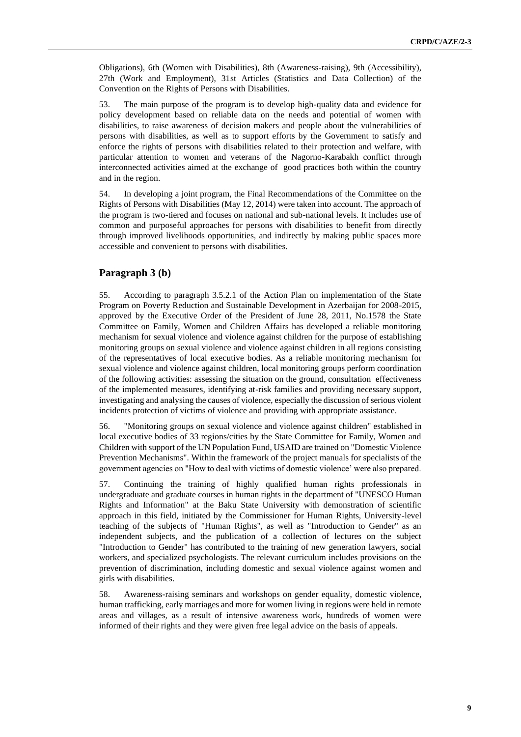Obligations), 6th (Women with Disabilities), 8th (Awareness-raising), 9th (Accessibility), 27th (Work and Employment), 31st Articles (Statistics and Data Collection) of the Convention on the Rights of Persons with Disabilities.

53. The main purpose of the program is to develop high-quality data and evidence for policy development based on reliable data on the needs and potential of women with disabilities, to raise awareness of decision makers and people about the vulnerabilities of persons with disabilities, as well as to support efforts by the Government to satisfy and enforce the rights of persons with disabilities related to their protection and welfare, with particular attention to women and veterans of the Nagorno-Karabakh conflict through interconnected activities aimed at the exchange of good practices both within the country and in the region.

54. In developing a joint program, the Final Recommendations of the Committee on the Rights of Persons with Disabilities (May 12, 2014) were taken into account. The approach of the program is two-tiered and focuses on national and sub-national levels. It includes use of common and purposeful approaches for persons with disabilities to benefit from directly through improved livelihoods opportunities, and indirectly by making public spaces more accessible and convenient to persons with disabilities.

## Paragraph 3 (b)

55. According to paragraph 3.5.2.1 of the Action Plan on implementation of the State Program on Poverty Reduction and Sustainable Development in Azerbaijan for 2008-2015, approved by the Executive Order of the President of June 28, 2011, No.1578 the State Committee on Family, Women and Children Affairs has developed a reliable monitoring mechanism for sexual violence and violence against children for the purpose of establishing monitoring groups on sexual violence and violence against children in all regions consisting of the representatives of local executive bodies. As a reliable monitoring mechanism for sexual violence and violence against children, local monitoring groups perform coordination of the following activities: assessing the situation on the ground, consultation effectiveness of the implemented measures, identifying at-risk families and providing necessary support, investigating and analysing the causes of violence, especially the discussion of serious violent incidents protection of victims of violence and providing with appropriate assistance.

56. "Monitoring groups on sexual violence and violence against children" established in local executive bodies of 33 regions/cities by the State Committee for Family, Women and Children with support of the UN Population Fund, USAID are trained on "Domestic Violence Prevention Mechanisms". Within the framework of the project manuals for specialists of the government agencies on "How to deal with victims of domestic violence' were also prepared.

57. Continuing the training of highly qualified human rights professionals in undergraduate and graduate courses in human rights in the department of "UNESCO Human Rights and Information" at the Baku State University with demonstration of scientific approach in this field, initiated by the Commissioner for Human Rights, University-level teaching of the subjects of "Human Rights", as well as "Introduction to Gender" as an independent subjects, and the publication of a collection of lectures on the subject "Introduction to Gender" has contributed to the training of new generation lawyers, social workers, and specialized psychologists. The relevant curriculum includes provisions on the prevention of discrimination, including domestic and sexual violence against women and girls with disabilities.

58. Awareness-raising seminars and workshops on gender equality, domestic violence, human trafficking, early marriages and more for women living in regions were held in remote areas and villages, as a result of intensive awareness work, hundreds of women were informed of their rights and they were given free legal advice on the basis of appeals.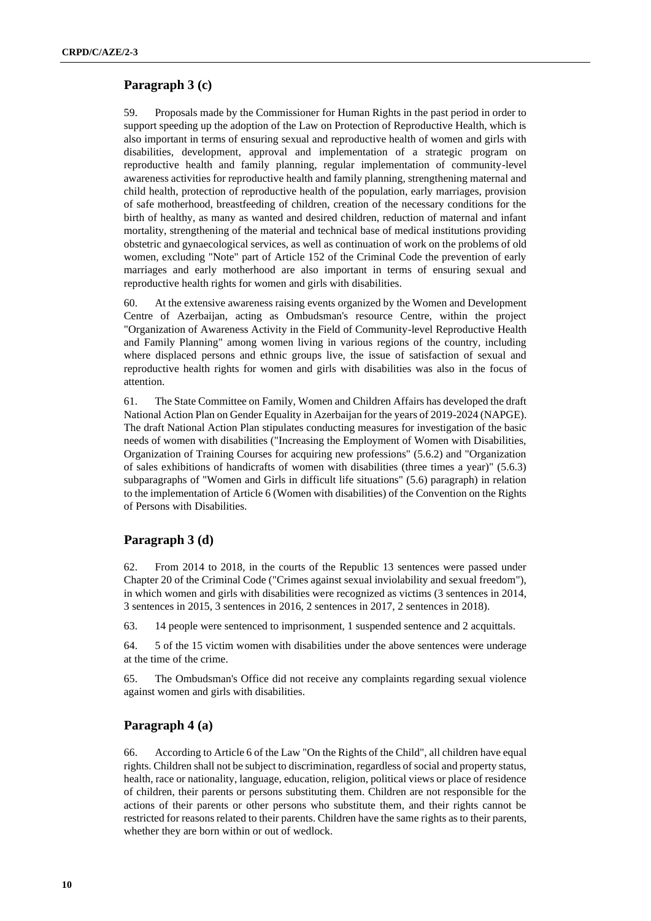## Paragraph 3 (c)

59. Proposals made by the Commissioner for Human Rights in the past period in order to support speeding up the adoption of the Law on Protection of Reproductive Health, which is also important in terms of ensuring sexual and reproductive health of women and girls with disabilities, development, approval and implementation of a strategic program on reproductive health and family planning, regular implementation of community-level awareness activities for reproductive health and family planning, strengthening maternal and child health, protection of reproductive health of the population, early marriages, provision of safe motherhood, breastfeeding of children, creation of the necessary conditions for the birth of healthy, as many as wanted and desired children, reduction of maternal and infant mortality, strengthening of the material and technical base of medical institutions providing obstetric and gynaecological services, as well as continuation of work on the problems of old women, excluding "Note" part of Article 152 of the Criminal Code the prevention of early marriages and early motherhood are also important in terms of ensuring sexual and reproductive health rights for women and girls with disabilities.

60. At the extensive awareness raising events organized by the Women and Development Centre of Azerbaijan, acting as Ombudsman's resource Centre, within the project "Organization of Awareness Activity in the Field of Community-level Reproductive Health and Family Planning" among women living in various regions of the country, including where displaced persons and ethnic groups live, the issue of satisfaction of sexual and reproductive health rights for women and girls with disabilities was also in the focus of attention.

61. The State Committee on Family, Women and Children Affairs has developed the draft National Action Plan on Gender Equality in Azerbaijan for the years of 2019-2024 (NAPGE). The draft National Action Plan stipulates conducting measures for investigation of the basic needs of women with disabilities ("Increasing the Employment of Women with Disabilities, Organization of Training Courses for acquiring new professions" (5.6.2) and "Organization of sales exhibitions of handicrafts of women with disabilities (three times a year)" (5.6.3) subparagraphs of "Women and Girls in difficult life situations" (5.6) paragraph) in relation to the implementation of Article 6 (Women with disabilities) of the Convention on the Rights of Persons with Disabilities.

## Paragraph 3 (d)

62. From 2014 to 2018, in the courts of the Republic 13 sentences were passed under Chapter 20 of the Criminal Code ("Crimes against sexual inviolability and sexual freedom"), in which women and girls with disabilities were recognized as victims (3 sentences in 2014, 3 sentences in 2015, 3 sentences in 2016, 2 sentences in 2017, 2 sentences in 2018).

63. 14 people were sentenced to imprisonment, 1 suspended sentence and 2 acquittals.

64. 5 of the 15 victim women with disabilities under the above sentences were underage at the time of the crime.

65. The Ombudsman's Office did not receive any complaints regarding sexual violence against women and girls with disabilities.

## Paragraph 4 (a)

66. According to Article 6 of the Law "On the Rights of the Child", all children have equal rights. Children shall not be subject to discrimination, regardless of social and property status, health, race or nationality, language, education, religion, political views or place of residence of children, their parents or persons substituting them. Children are not responsible for the actions of their parents or other persons who substitute them, and their rights cannot be restricted for reasons related to their parents. Children have the same rights as to their parents, whether they are born within or out of wedlock.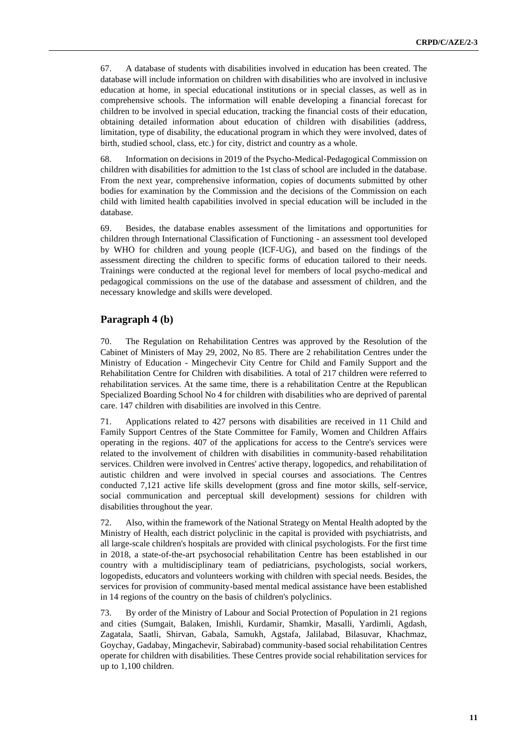67. A database of students with disabilities involved in education has been created. The database will include information on children with disabilities who are involved in inclusive education at home, in special educational institutions or in special classes, as well as in comprehensive schools. The information will enable developing a financial forecast for children to be involved in special education, tracking the financial costs of their education, obtaining detailed information about education of children with disabilities (address, limitation, type of disability, the educational program in which they were involved, dates of birth, studied school, class, etc.) for city, district and country as a whole.

68. Information on decisions in 2019 of the Psycho-Medical-Pedagogical Commission on children with disabilities for admittion to the 1st class of school are included in the database. From the next year, comprehensive information, copies of documents submitted by other bodies for examination by the Commission and the decisions of the Commission on each child with limited health capabilities involved in special education will be included in the database.

69. Besides, the database enables assessment of the limitations and opportunities for children through International Classification of Functioning - an assessment tool developed by WHO for children and young people (ICF-UG), and based on the findings of the assessment directing the children to specific forms of education tailored to their needs. Trainings were conducted at the regional level for members of local psycho-medical and pedagogical commissions on the use of the database and assessment of children, and the necessary knowledge and skills were developed.

## Paragraph 4 (b)

70. The Regulation on Rehabilitation Centres was approved by the Resolution of the Cabinet of Ministers of May 29, 2002, No 85. There are 2 rehabilitation Centres under the Ministry of Education - Mingechevir City Centre for Child and Family Support and the Rehabilitation Centre for Children with disabilities. A total of 217 children were referred to rehabilitation services. At the same time, there is a rehabilitation Centre at the Republican Specialized Boarding School No 4 for children with disabilities who are deprived of parental care. 147 children with disabilities are involved in this Centre.

71. Applications related to 427 persons with disabilities are received in 11 Child and Family Support Centres of the State Committee for Family, Women and Children Affairs operating in the regions. 407 of the applications for access to the Centre's services were related to the involvement of children with disabilities in community-based rehabilitation services. Children were involved in Centres' active therapy, logopedics, and rehabilitation of autistic children and were involved in special courses and associations. The Centres conducted 7,121 active life skills development (gross and fine motor skills, self-service, social communication and perceptual skill development) sessions for children with disabilities throughout the year.

72. Also, within the framework of the National Strategy on Mental Health adopted by the Ministry of Health, each district polyclinic in the capital is provided with psychiatrists, and all large-scale children's hospitals are provided with clinical psychologists. For the first time in 2018, a state-of-the-art psychosocial rehabilitation Centre has been established in our country with a multidisciplinary team of pediatricians, psychologists, social workers, logopedists, educators and volunteers working with children with special needs. Besides, the services for provision of community-based mental medical assistance have been established in 14 regions of the country on the basis of children's polyclinics.

73. By order of the Ministry of Labour and Social Protection of Population in 21 regions and cities (Sumgait, Balaken, Imishli, Kurdamir, Shamkir, Masalli, Yardimli, Agdash, Zagatala, Saatli, Shirvan, Gabala, Samukh, Agstafa, Jalilabad, Bilasuvar, Khachmaz, Goychay, Gadabay, Mingachevir, Sabirabad) community-based social rehabilitation Centres operate for children with disabilities. These Centres provide social rehabilitation services for up to 1,100 children.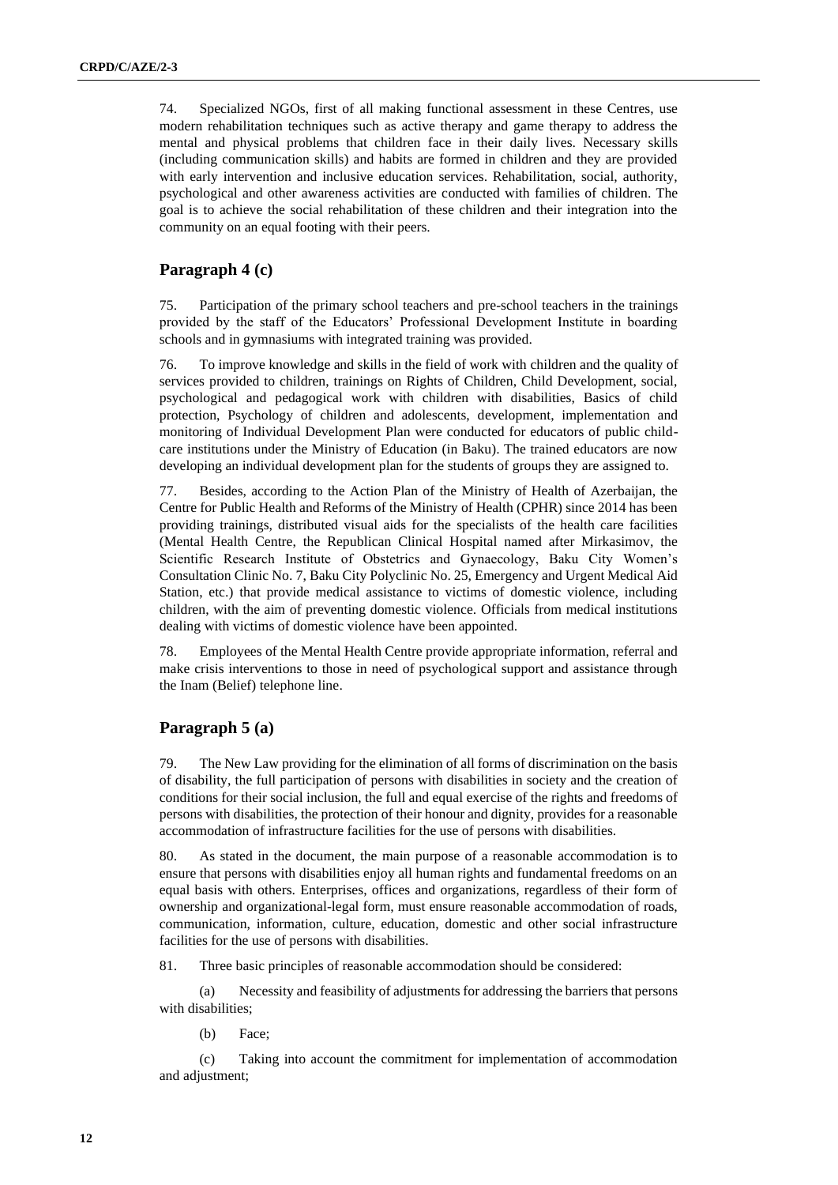74. Specialized NGOs, first of all making functional assessment in these Centres, use modern rehabilitation techniques such as active therapy and game therapy to address the mental and physical problems that children face in their daily lives. Necessary skills (including communication skills) and habits are formed in children and they are provided with early intervention and inclusive education services. Rehabilitation, social, authority, psychological and other awareness activities are conducted with families of children. The goal is to achieve the social rehabilitation of these children and their integration into the community on an equal footing with their peers.

## Paragraph 4 (c)

75. Participation of the primary school teachers and pre-school teachers in the trainings provided by the staff of the Educators' Professional Development Institute in boarding schools and in gymnasiums with integrated training was provided.

76. To improve knowledge and skills in the field of work with children and the quality of services provided to children, trainings on Rights of Children, Child Development, social, psychological and pedagogical work with children with disabilities, Basics of child protection, Psychology of children and adolescents, development, implementation and monitoring of Individual Development Plan were conducted for educators of public child-care institutions under the Ministry of Education (in Baku). The trained educators are now developing an individual development plan for the students of groups they are assigned to.

77. Besides, according to the Action Plan of the Ministry of Health of Azerbaijan, the Centre for Public Health and Reforms of the Ministry of Health (CPHR) since 2014 has been providing trainings, distributed visual aids for the specialists of the health care facilities (Mental Health Centre, the Republican Clinical Hospital named after Mirkasimov, the Scientific Research Institute of Obstetrics and Gynaecology, Baku City Women's Consultation Clinic No. 7, Baku City Polyclinic No. 25, Emergency and Urgent Medical Aid Station, etc.) that provide medical assistance to victims of domestic violence, including children, with the aim of preventing domestic violence. Officials from medical institutions dealing with victims of domestic violence have been appointed.

78. Employees of the Mental Health Centre provide appropriate information, referral and make crisis interventions to those in need of psychological support and assistance through the Inam (Belief) telephone line.

## Paragraph 5 (a)

79. The New Law providing for the elimination of all forms of discrimination on the basis of disability, the full participation of persons with disabilities in society and the creation of conditions for their social inclusion, the full and equal exercise of the rights and freedoms of persons with disabilities, the protection of their honour and dignity, provides for a reasonable accommodation of infrastructure facilities for the use of persons with disabilities.

80. As stated in the document, the main purpose of a reasonable accommodation is to ensure that persons with disabilities enjoy all human rights and fundamental freedoms on an equal basis with others. Enterprises, offices and organizations, regardless of their form of ownership and organizational-legal form, must ensure reasonable accommodation of roads, communication, information, culture, education, domestic and other social infrastructure facilities for the use of persons with disabilities.

81. Three basic principles of reasonable accommodation should be considered:

(a) Necessity and feasibility of adjustments for addressing the barriers that persons with disabilities;

(b) Face;

(c) Taking into account the commitment for implementation of accommodation and adjustment;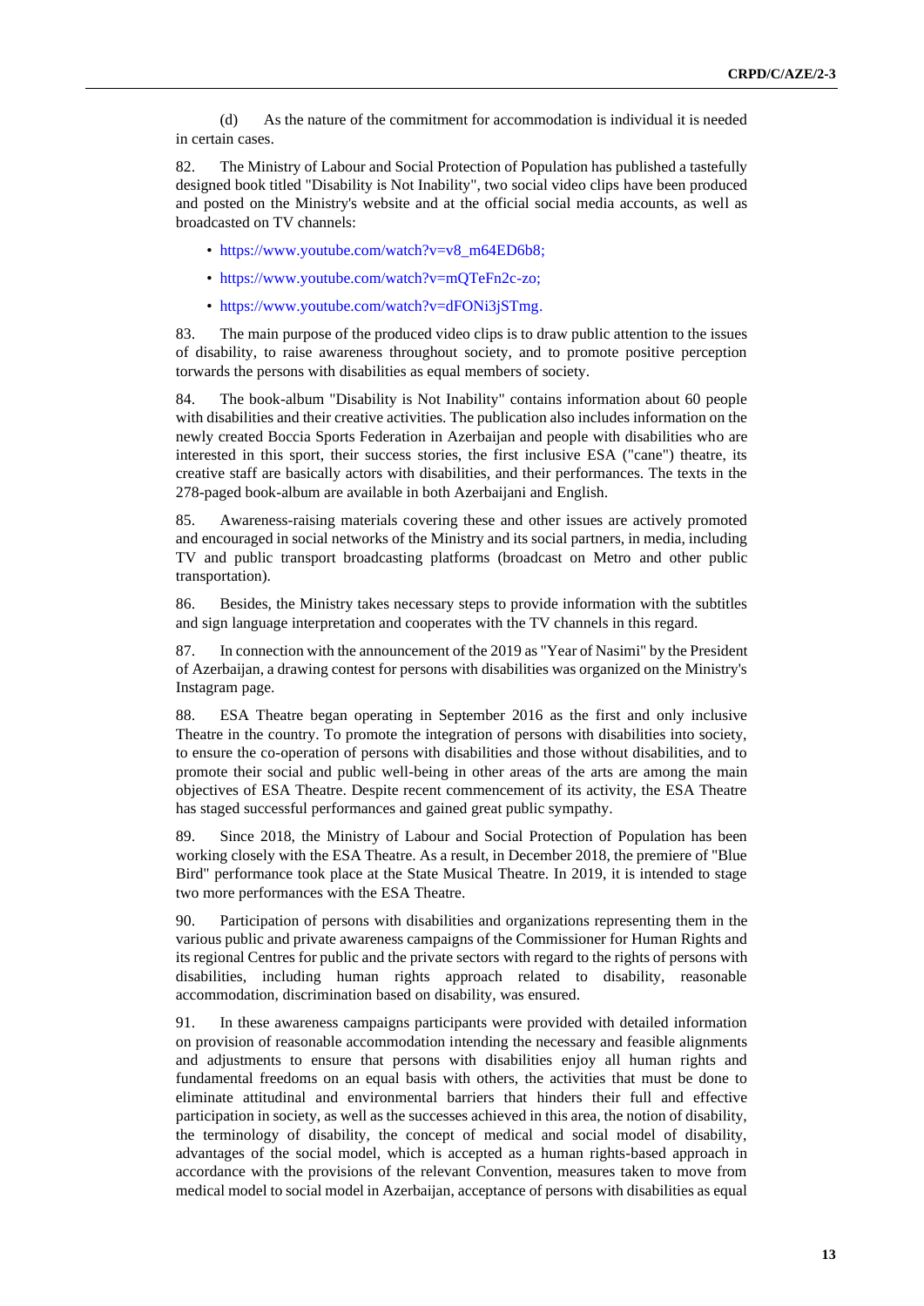(d) As the nature of the commitment for accommodation is individual it is needed in certain cases.

82. The Ministry of Labour and Social Protection of Population has published a tastefully designed book titled "Disability is Not Inability", two social video clips have been produced and posted on the Ministry's website and at the official social media accounts, as well as broadcasted on TV channels:

- https://www.youtube.com/watch?v=v8_m64ED6b8;
- https://www.youtube.com/watch?v=mQTeFn2c-zo;
- https://www.youtube.com/watch?v=dFONi3jSTmg.

83. The main purpose of the produced video clips is to draw public attention to the issues of disability, to raise awareness throughout society, and to promote positive perception torwards the persons with disabilities as equal members of society.

84. The book-album "Disability is Not Inability" contains information about 60 people with disabilities and their creative activities. The publication also includes information on the newly created Boccia Sports Federation in Azerbaijan and people with disabilities who are interested in this sport, their success stories, the first inclusive ESA ("cane") theatre, its creative staff are basically actors with disabilities, and their performances. The texts in the 278-paged book-album are available in both Azerbaijani and English.

85. Awareness-raising materials covering these and other issues are actively promoted and encouraged in social networks of the Ministry and its social partners, in media, including TV and public transport broadcasting platforms (broadcast on Metro and other public transportation).

86. Besides, the Ministry takes necessary steps to provide information with the subtitles and sign language interpretation and cooperates with the TV channels in this regard.

87. In connection with the announcement of the 2019 as "Year of Nasimi" by the President of Azerbaijan, a drawing contest for persons with disabilities was organized on the Ministry's Instagram page.

88. ESA Theatre began operating in September 2016 as the first and only inclusive Theatre in the country. To promote the integration of persons with disabilities into society, to ensure the co-operation of persons with disabilities and those without disabilities, and to promote their social and public well-being in other areas of the arts are among the main objectives of ESA Theatre. Despite recent commencement of its activity, the ESA Theatre has staged successful performances and gained great public sympathy.

89. Since 2018, the Ministry of Labour and Social Protection of Population has been working closely with the ESA Theatre. As a result, in December 2018, the premiere of "Blue Bird" performance took place at the State Musical Theatre. In 2019, it is intended to stage two more performances with the ESA Theatre.

90. Participation of persons with disabilities and organizations representing them in the various public and private awareness campaigns of the Commissioner for Human Rights and its regional Centres for public and the private sectors with regard to the rights of persons with disabilities, including human rights approach related to disability, reasonable accommodation, discrimination based on disability, was ensured.

91. In these awareness campaigns participants were provided with detailed information on provision of reasonable accommodation intending the necessary and feasible alignments and adjustments to ensure that persons with disabilities enjoy all human rights and fundamental freedoms on an equal basis with others, the activities that must be done to eliminate attitudinal and environmental barriers that hinders their full and effective participation in society, as well as the successes achieved in this area, the notion of disability, the terminology of disability, the concept of medical and social model of disability, advantages of the social model, which is accepted as a human rights-based approach in accordance with the provisions of the relevant Convention, measures taken to move from medical model to social model in Azerbaijan, acceptance of persons with disabilities as equal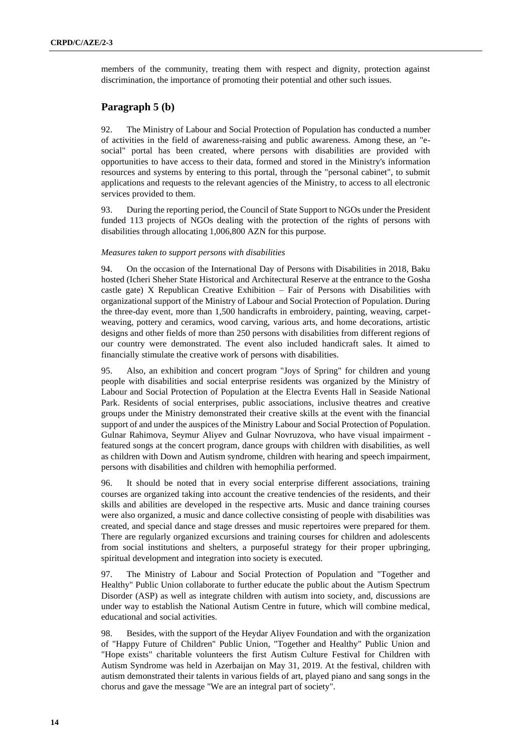members of the community, treating them with respect and dignity, protection against discrimination, the importance of promoting their potential and other such issues.

## Paragraph 5 (b)

92. The Ministry of Labour and Social Protection of Population has conducted a number of activities in the field of awareness-raising and public awareness. Among these, an "e-social" portal has been created, where persons with disabilities are provided with opportunities to have access to their data, formed and stored in the Ministry's information resources and systems by entering to this portal, through the "personal cabinet", to submit applications and requests to the relevant agencies of the Ministry, to access to all electronic services provided to them.

93. During the reporting period, the Council of State Support to NGOs under the President funded 113 projects of NGOs dealing with the protection of the rights of persons with disabilities through allocating 1,006,800 AZN for this purpose.

*Measures taken to support persons with disabilities*

94. On the occasion of the International Day of Persons with Disabilities in 2018, Baku hosted (Icheri Sheher State Historical and Architectural Reserve at the entrance to the Gosha castle gate) X Republican Creative Exhibition – Fair of Persons with Disabilities with organizational support of the Ministry of Labour and Social Protection of Population. During the three-day event, more than 1,500 handicrafts in embroidery, painting, weaving, carpet-weaving, pottery and ceramics, wood carving, various arts, and home decorations, artistic designs and other fields of more than 250 persons with disabilities from different regions of our country were demonstrated. The event also included handicraft sales. It aimed to financially stimulate the creative work of persons with disabilities.

95. Also, an exhibition and concert program "Joys of Spring" for children and young people with disabilities and social enterprise residents was organized by the Ministry of Labour and Social Protection of Population at the Electra Events Hall in Seaside National Park. Residents of social enterprises, public associations, inclusive theatres and creative groups under the Ministry demonstrated their creative skills at the event with the financial support of and under the auspices of the Ministry Labour and Social Protection of Population. Gulnar Rahimova, Seymur Aliyev and Gulnar Novruzova, who have visual impairment - featured songs at the concert program, dance groups with children with disabilities, as well as children with Down and Autism syndrome, children with hearing and speech impairment, persons with disabilities and children with hemophilia performed.

96. It should be noted that in every social enterprise different associations, training courses are organized taking into account the creative tendencies of the residents, and their skills and abilities are developed in the respective arts. Music and dance training courses were also organized, a music and dance collective consisting of people with disabilities was created, and special dance and stage dresses and music repertoires were prepared for them. There are regularly organized excursions and training courses for children and adolescents from social institutions and shelters, a purposeful strategy for their proper upbringing, spiritual development and integration into society is executed.

97. The Ministry of Labour and Social Protection of Population and "Together and Healthy" Public Union collaborate to further educate the public about the Autism Spectrum Disorder (ASP) as well as integrate children with autism into society, and, discussions are under way to establish the National Autism Centre in future, which will combine medical, educational and social activities.

98. Besides, with the support of the Heydar Aliyev Foundation and with the organization of "Happy Future of Children" Public Union, "Together and Healthy" Public Union and "Hope exists" charitable volunteers the first Autism Culture Festival for Children with Autism Syndrome was held in Azerbaijan on May 31, 2019. At the festival, children with autism demonstrated their talents in various fields of art, played piano and sang songs in the chorus and gave the message "We are an integral part of society".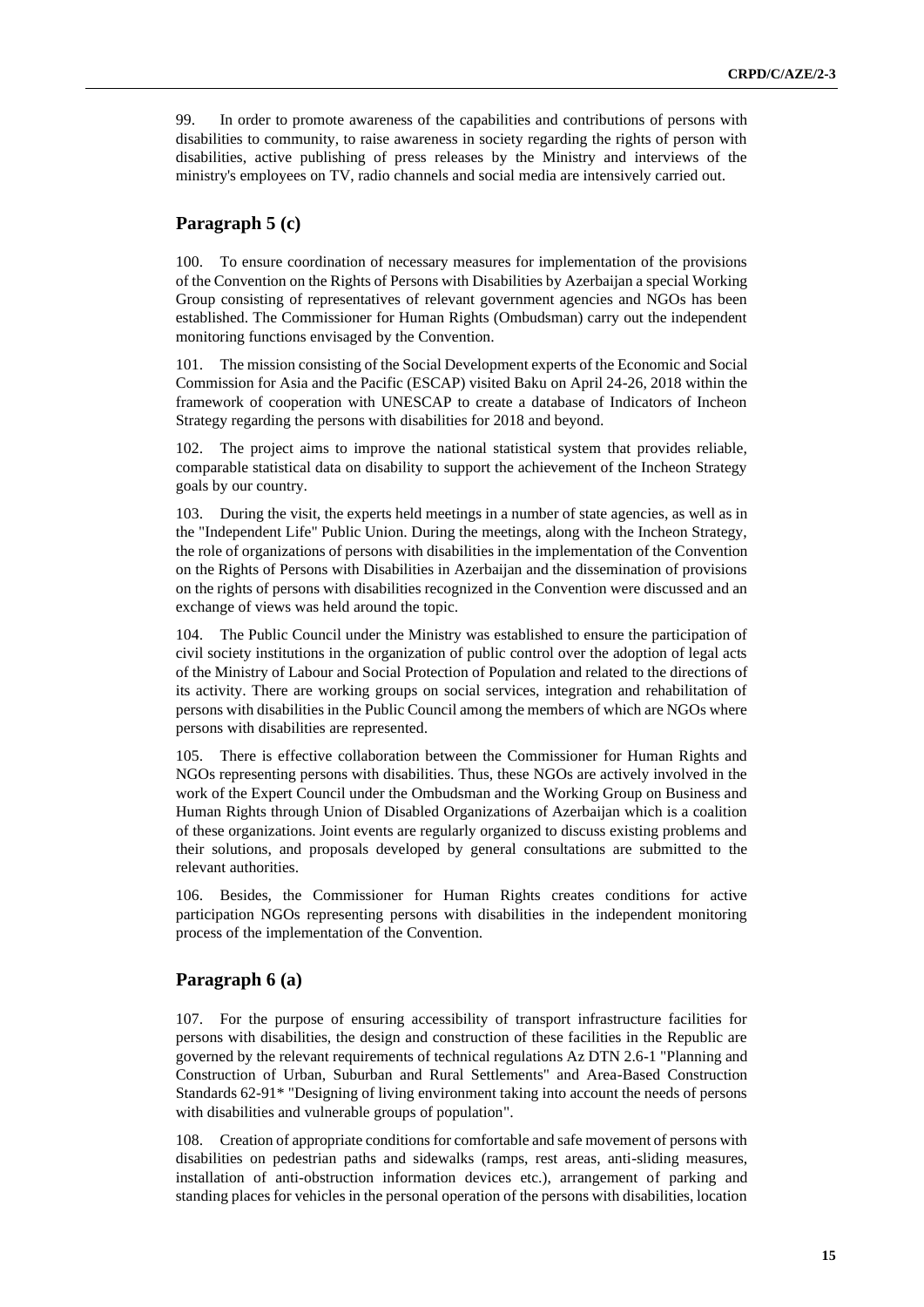99. In order to promote awareness of the capabilities and contributions of persons with disabilities to community, to raise awareness in society regarding the rights of person with disabilities, active publishing of press releases by the Ministry and interviews of the ministry's employees on TV, radio channels and social media are intensively carried out.

## Paragraph 5 (c)

100. To ensure coordination of necessary measures for implementation of the provisions of the Convention on the Rights of Persons with Disabilities by Azerbaijan a special Working Group consisting of representatives of relevant government agencies and NGOs has been established. The Commissioner for Human Rights (Ombudsman) carry out the independent monitoring functions envisaged by the Convention.

101. The mission consisting of the Social Development experts of the Economic and Social Commission for Asia and the Pacific (ESCAP) visited Baku on April 24-26, 2018 within the framework of cooperation with UNESCAP to create a database of Indicators of Incheon Strategy regarding the persons with disabilities for 2018 and beyond.

102. The project aims to improve the national statistical system that provides reliable, comparable statistical data on disability to support the achievement of the Incheon Strategy goals by our country.

103. During the visit, the experts held meetings in a number of state agencies, as well as in the "Independent Life" Public Union. During the meetings, along with the Incheon Strategy, the role of organizations of persons with disabilities in the implementation of the Convention on the Rights of Persons with Disabilities in Azerbaijan and the dissemination of provisions on the rights of persons with disabilities recognized in the Convention were discussed and an exchange of views was held around the topic.

104. The Public Council under the Ministry was established to ensure the participation of civil society institutions in the organization of public control over the adoption of legal acts of the Ministry of Labour and Social Protection of Population and related to the directions of its activity. There are working groups on social services, integration and rehabilitation of persons with disabilities in the Public Council among the members of which are NGOs where persons with disabilities are represented.

105. There is effective collaboration between the Commissioner for Human Rights and NGOs representing persons with disabilities. Thus, these NGOs are actively involved in the work of the Expert Council under the Ombudsman and the Working Group on Business and Human Rights through Union of Disabled Organizations of Azerbaijan which is a coalition of these organizations. Joint events are regularly organized to discuss existing problems and their solutions, and proposals developed by general consultations are submitted to the relevant authorities.

106. Besides, the Commissioner for Human Rights creates conditions for active participation NGOs representing persons with disabilities in the independent monitoring process of the implementation of the Convention.

## Paragraph 6 (a)

107. For the purpose of ensuring accessibility of transport infrastructure facilities for persons with disabilities, the design and construction of these facilities in the Republic are governed by the relevant requirements of technical regulations Az DTN 2.6-1 "Planning and Construction of Urban, Suburban and Rural Settlements" and Area-Based Construction Standards 62-91* "Designing of living environment taking into account the needs of persons with disabilities and vulnerable groups of population".

108. Creation of appropriate conditions for comfortable and safe movement of persons with disabilities on pedestrian paths and sidewalks (ramps, rest areas, anti-sliding measures, installation of anti-obstruction information devices etc.), arrangement of parking and standing places for vehicles in the personal operation of the persons with disabilities, location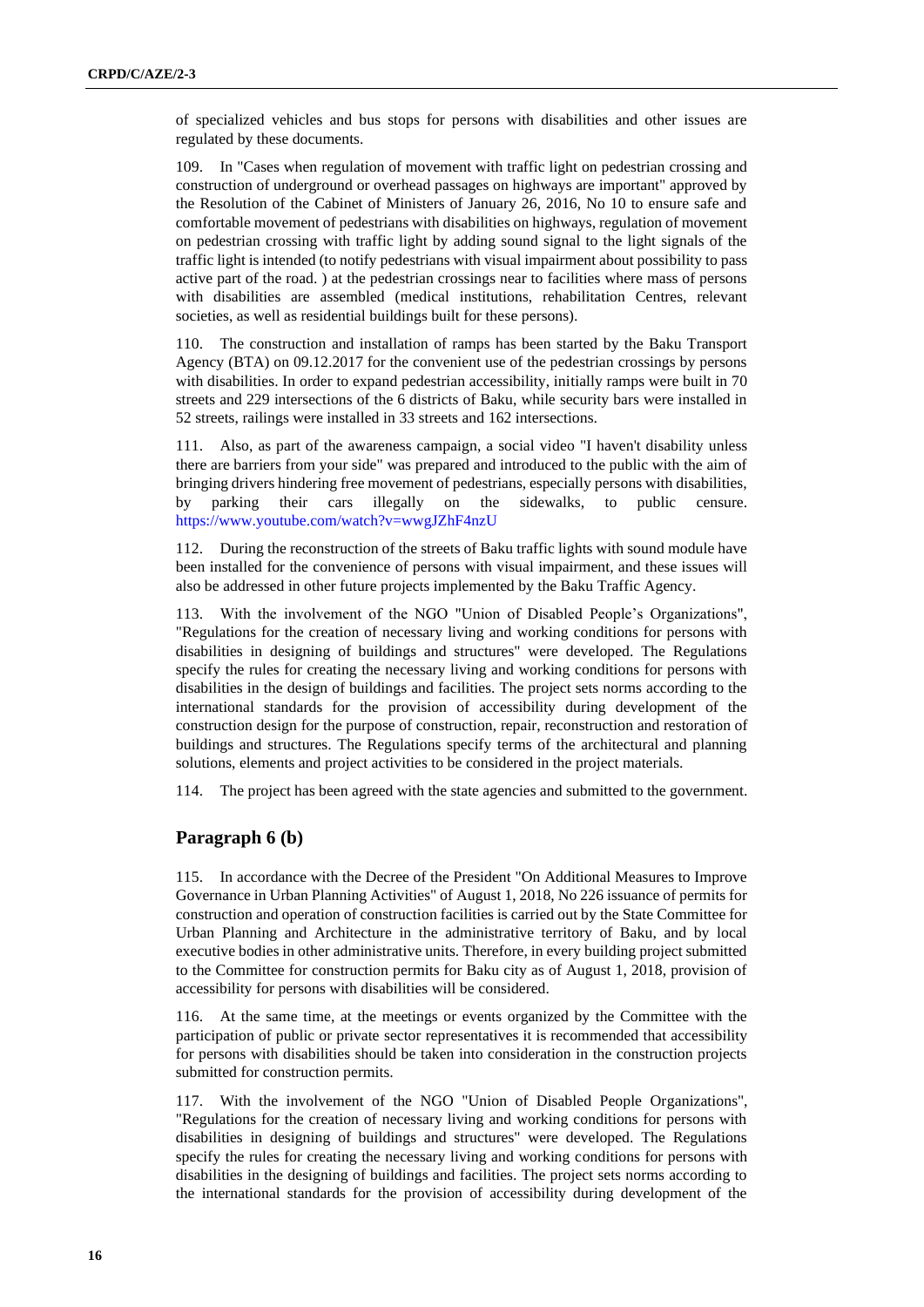of specialized vehicles and bus stops for persons with disabilities and other issues are regulated by these documents.

109. In "Cases when regulation of movement with traffic light on pedestrian crossing and construction of underground or overhead passages on highways are important" approved by the Resolution of the Cabinet of Ministers of January 26, 2016, No 10 to ensure safe and comfortable movement of pedestrians with disabilities on highways, regulation of movement on pedestrian crossing with traffic light by adding sound signal to the light signals of the traffic light is intended (to notify pedestrians with visual impairment about possibility to pass active part of the road. ) at the pedestrian crossings near to facilities where mass of persons with disabilities are assembled (medical institutions, rehabilitation Centres, relevant societies, as well as residential buildings built for these persons).

110. The construction and installation of ramps has been started by the Baku Transport Agency (BTA) on 09.12.2017 for the convenient use of the pedestrian crossings by persons with disabilities. In order to expand pedestrian accessibility, initially ramps were built in 70 streets and 229 intersections of the 6 districts of Baku, while security bars were installed in 52 streets, railings were installed in 33 streets and 162 intersections.

111. Also, as part of the awareness campaign, a social video "I haven't disability unless there are barriers from your side" was prepared and introduced to the public with the aim of bringing drivers hindering free movement of pedestrians, especially persons with disabilities, by parking their cars illegally on the sidewalks, to public censure. https://www.youtube.com/watch?v=wwgJZhF4nzU

112. During the reconstruction of the streets of Baku traffic lights with sound module have been installed for the convenience of persons with visual impairment, and these issues will also be addressed in other future projects implemented by the Baku Traffic Agency.

113. With the involvement of the NGO "Union of Disabled People's Organizations", "Regulations for the creation of necessary living and working conditions for persons with disabilities in designing of buildings and structures" were developed. The Regulations specify the rules for creating the necessary living and working conditions for persons with disabilities in the design of buildings and facilities. The project sets norms according to the international standards for the provision of accessibility during development of the construction design for the purpose of construction, repair, reconstruction and restoration of buildings and structures. The Regulations specify terms of the architectural and planning solutions, elements and project activities to be considered in the project materials.

114. The project has been agreed with the state agencies and submitted to the government.

## Paragraph 6 (b)

115. In accordance with the Decree of the President "On Additional Measures to Improve Governance in Urban Planning Activities" of August 1, 2018, No 226 issuance of permits for construction and operation of construction facilities is carried out by the State Committee for Urban Planning and Architecture in the administrative territory of Baku, and by local executive bodies in other administrative units. Therefore, in every building project submitted to the Committee for construction permits for Baku city as of August 1, 2018, provision of accessibility for persons with disabilities will be considered.

116. At the same time, at the meetings or events organized by the Committee with the participation of public or private sector representatives it is recommended that accessibility for persons with disabilities should be taken into consideration in the construction projects submitted for construction permits.

117. With the involvement of the NGO "Union of Disabled People Organizations", "Regulations for the creation of necessary living and working conditions for persons with disabilities in designing of buildings and structures" were developed. The Regulations specify the rules for creating the necessary living and working conditions for persons with disabilities in the designing of buildings and facilities. The project sets norms according to the international standards for the provision of accessibility during development of the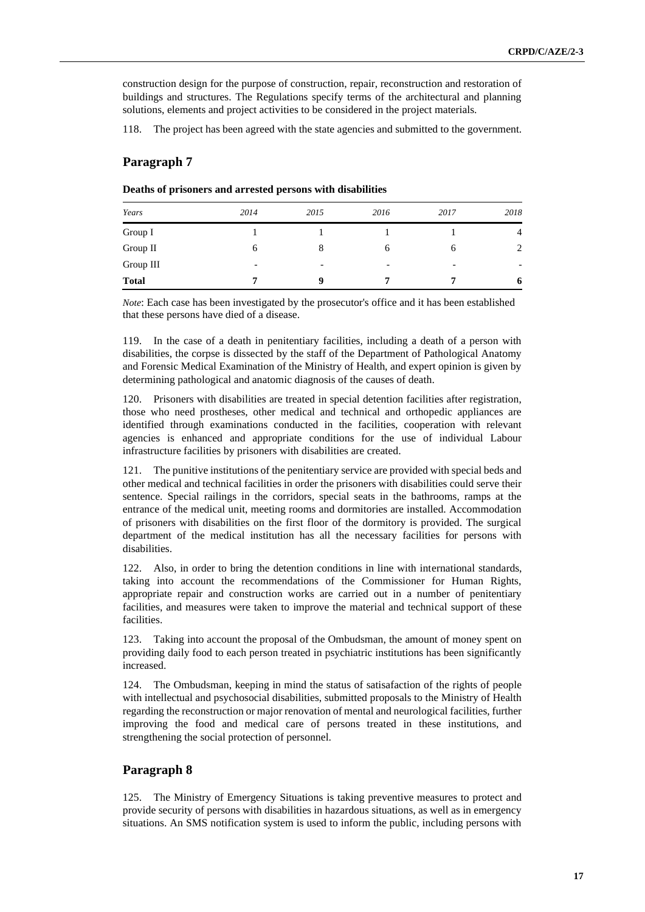construction design for the purpose of construction, repair, reconstruction and restoration of buildings and structures. The Regulations specify terms of the architectural and planning solutions, elements and project activities to be considered in the project materials.

118. The project has been agreed with the state agencies and submitted to the government.

## Paragraph 7

**Deaths of prisoners and arrested persons with disabilities**

| *Years* | *2014* | *2015* | *2016* | *2017* | *2018* |
|---|---|---|---|---|---|
| Group I | 1 | 1 | 1 | 1 | 4 |
| Group II | 6 | 8 | 6 | 6 | 2 |
| Group III | - | - | - | - | - |
| **Total** | **7** | **9** | **7** | **7** | **6** |

*Note*: Each case has been investigated by the prosecutor's office and it has been established that these persons have died of a disease.

119. In the case of a death in penitentiary facilities, including a death of a person with disabilities, the corpse is dissected by the staff of the Department of Pathological Anatomy and Forensic Medical Examination of the Ministry of Health, and expert opinion is given by determining pathological and anatomic diagnosis of the causes of death.

120. Prisoners with disabilities are treated in special detention facilities after registration, those who need prostheses, other medical and technical and orthopedic appliances are identified through examinations conducted in the facilities, cooperation with relevant agencies is enhanced and appropriate conditions for the use of individual Labour infrastructure facilities by prisoners with disabilities are created.

121. The punitive institutions of the penitentiary service are provided with special beds and other medical and technical facilities in order the prisoners with disabilities could serve their sentence. Special railings in the corridors, special seats in the bathrooms, ramps at the entrance of the medical unit, meeting rooms and dormitories are installed. Accommodation of prisoners with disabilities on the first floor of the dormitory is provided. The surgical department of the medical institution has all the necessary facilities for persons with disabilities.

122. Also, in order to bring the detention conditions in line with international standards, taking into account the recommendations of the Commissioner for Human Rights, appropriate repair and construction works are carried out in a number of penitentiary facilities, and measures were taken to improve the material and technical support of these facilities.

123. Taking into account the proposal of the Ombudsman, the amount of money spent on providing daily food to each person treated in psychiatric institutions has been significantly increased.

124. The Ombudsman, keeping in mind the status of satisafaction of the rights of people with intellectual and psychosocial disabilities, submitted proposals to the Ministry of Health regarding the reconstruction or major renovation of mental and neurological facilities, further improving the food and medical care of persons treated in these institutions, and strengthening the social protection of personnel.

## Paragraph 8

125. The Ministry of Emergency Situations is taking preventive measures to protect and provide security of persons with disabilities in hazardous situations, as well as in emergency situations. An SMS notification system is used to inform the public, including persons with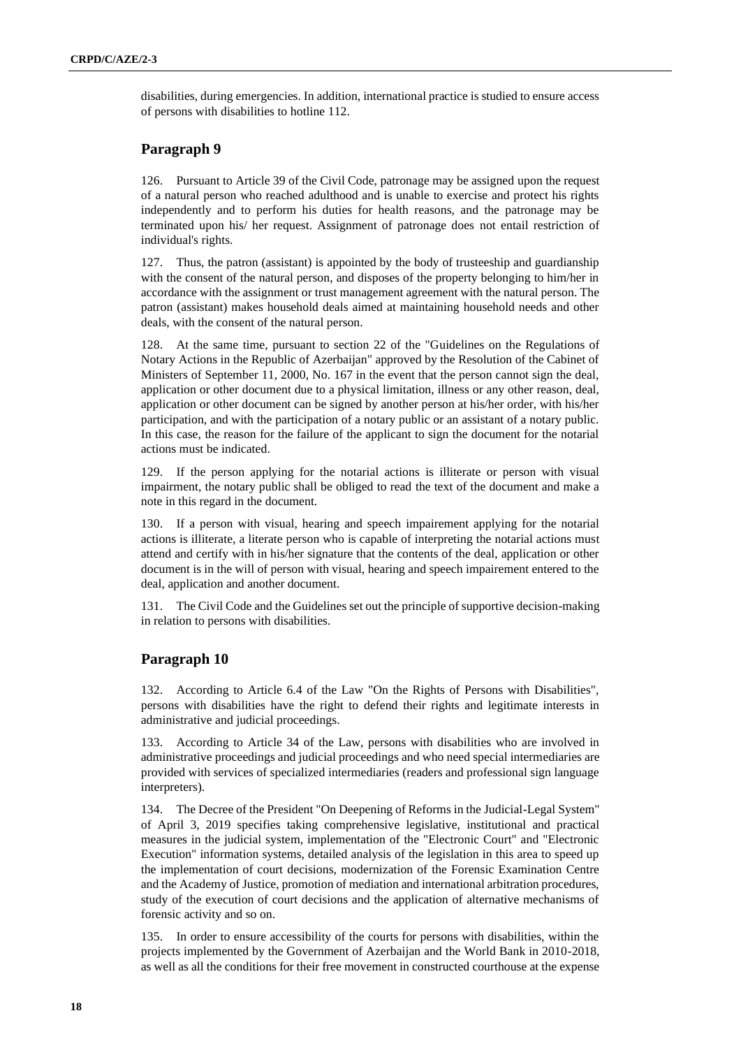disabilities, during emergencies. In addition, international practice is studied to ensure access of persons with disabilities to hotline 112.

## Paragraph 9

126. Pursuant to Article 39 of the Civil Code, patronage may be assigned upon the request of a natural person who reached adulthood and is unable to exercise and protect his rights independently and to perform his duties for health reasons, and the patronage may be terminated upon his/ her request. Assignment of patronage does not entail restriction of individual's rights.

127. Thus, the patron (assistant) is appointed by the body of trusteeship and guardianship with the consent of the natural person, and disposes of the property belonging to him/her in accordance with the assignment or trust management agreement with the natural person. The patron (assistant) makes household deals aimed at maintaining household needs and other deals, with the consent of the natural person.

128. At the same time, pursuant to section 22 of the "Guidelines on the Regulations of Notary Actions in the Republic of Azerbaijan" approved by the Resolution of the Cabinet of Ministers of September 11, 2000, No. 167 in the event that the person cannot sign the deal, application or other document due to a physical limitation, illness or any other reason, deal, application or other document can be signed by another person at his/her order, with his/her participation, and with the participation of a notary public or an assistant of a notary public. In this case, the reason for the failure of the applicant to sign the document for the notarial actions must be indicated.

129. If the person applying for the notarial actions is illiterate or person with visual impairment, the notary public shall be obliged to read the text of the document and make a note in this regard in the document.

130. If a person with visual, hearing and speech impairement applying for the notarial actions is illiterate, a literate person who is capable of interpreting the notarial actions must attend and certify with in his/her signature that the contents of the deal, application or other document is in the will of person with visual, hearing and speech impairement entered to the deal, application and another document.

131. The Civil Code and the Guidelines set out the principle of supportive decision-making in relation to persons with disabilities.

## Paragraph 10

132. According to Article 6.4 of the Law "On the Rights of Persons with Disabilities", persons with disabilities have the right to defend their rights and legitimate interests in administrative and judicial proceedings.

133. According to Article 34 of the Law, persons with disabilities who are involved in administrative proceedings and judicial proceedings and who need special intermediaries are provided with services of specialized intermediaries (readers and professional sign language interpreters).

134. The Decree of the President "On Deepening of Reforms in the Judicial-Legal System" of April 3, 2019 specifies taking comprehensive legislative, institutional and practical measures in the judicial system, implementation of the "Electronic Court" and "Electronic Execution" information systems, detailed analysis of the legislation in this area to speed up the implementation of court decisions, modernization of the Forensic Examination Centre and the Academy of Justice, promotion of mediation and international arbitration procedures, study of the execution of court decisions and the application of alternative mechanisms of forensic activity and so on.

135. In order to ensure accessibility of the courts for persons with disabilities, within the projects implemented by the Government of Azerbaijan and the World Bank in 2010-2018, as well as all the conditions for their free movement in constructed courthouse at the expense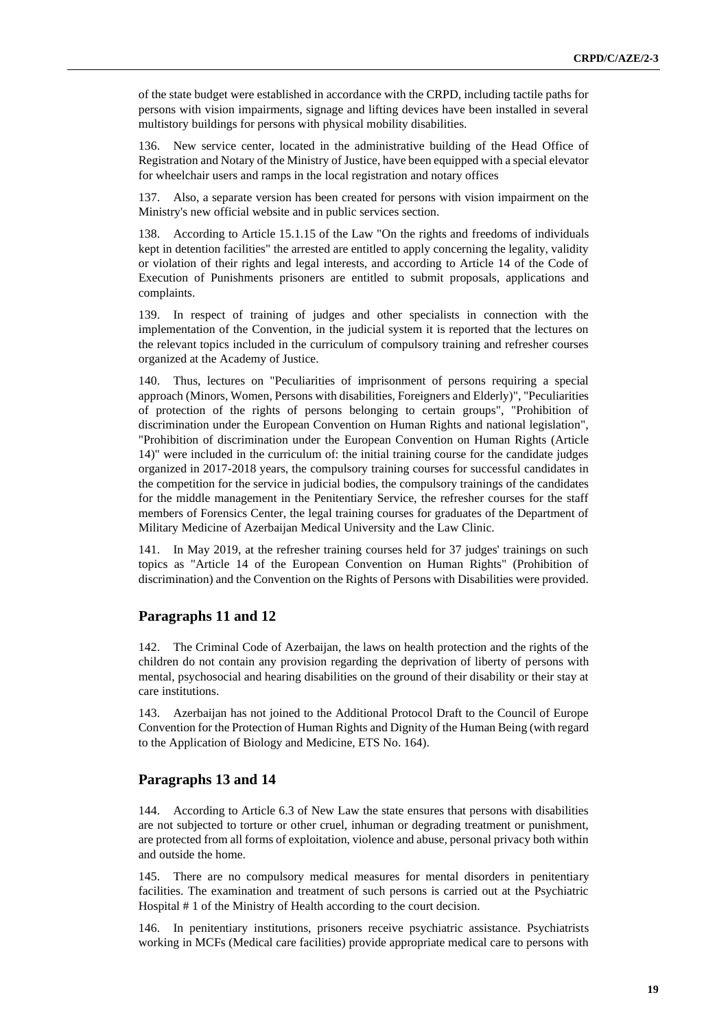of the state budget were established in accordance with the CRPD, including tactile paths for persons with vision impairments, signage and lifting devices have been installed in several multistory buildings for persons with physical mobility disabilities.

136. New service center, located in the administrative building of the Head Office of Registration and Notary of the Ministry of Justice, have been equipped with a special elevator for wheelchair users and ramps in the local registration and notary offices

137. Also, a separate version has been created for persons with vision impairment on the Ministry's new official website and in public services section.

138. According to Article 15.1.15 of the Law "On the rights and freedoms of individuals kept in detention facilities" the arrested are entitled to apply concerning the legality, validity or violation of their rights and legal interests, and according to Article 14 of the Code of Execution of Punishments prisoners are entitled to submit proposals, applications and complaints.

139. In respect of training of judges and other specialists in connection with the implementation of the Convention, in the judicial system it is reported that the lectures on the relevant topics included in the curriculum of compulsory training and refresher courses organized at the Academy of Justice.

140. Thus, lectures on "Peculiarities of imprisonment of persons requiring a special approach (Minors, Women, Persons with disabilities, Foreigners and Elderly)", "Peculiarities of protection of the rights of persons belonging to certain groups", "Prohibition of discrimination under the European Convention on Human Rights and national legislation", "Prohibition of discrimination under the European Convention on Human Rights (Article 14)" were included in the curriculum of: the initial training course for the candidate judges organized in 2017-2018 years, the compulsory training courses for successful candidates in the competition for the service in judicial bodies, the compulsory trainings of the candidates for the middle management in the Penitentiary Service, the refresher courses for the staff members of Forensics Center, the legal training courses for graduates of the Department of Military Medicine of Azerbaijan Medical University and the Law Clinic.

141. In May 2019, at the refresher training courses held for 37 judges' trainings on such topics as "Article 14 of the European Convention on Human Rights" (Prohibition of discrimination) and the Convention on the Rights of Persons with Disabilities were provided.

## Paragraphs 11 and 12

142. The Criminal Code of Azerbaijan, the laws on health protection and the rights of the children do not contain any provision regarding the deprivation of liberty of persons with mental, psychosocial and hearing disabilities on the ground of their disability or their stay at care institutions.

143. Azerbaijan has not joined to the Additional Protocol Draft to the Council of Europe Convention for the Protection of Human Rights and Dignity of the Human Being (with regard to the Application of Biology and Medicine, ETS No. 164).

## Paragraphs 13 and 14

144. According to Article 6.3 of New Law the state ensures that persons with disabilities are not subjected to torture or other cruel, inhuman or degrading treatment or punishment, are protected from all forms of exploitation, violence and abuse, personal privacy both within and outside the home.

145. There are no compulsory medical measures for mental disorders in penitentiary facilities. The examination and treatment of such persons is carried out at the Psychiatric Hospital # 1 of the Ministry of Health according to the court decision.

146. In penitentiary institutions, prisoners receive psychiatric assistance. Psychiatrists working in MCFs (Medical care facilities) provide appropriate medical care to persons with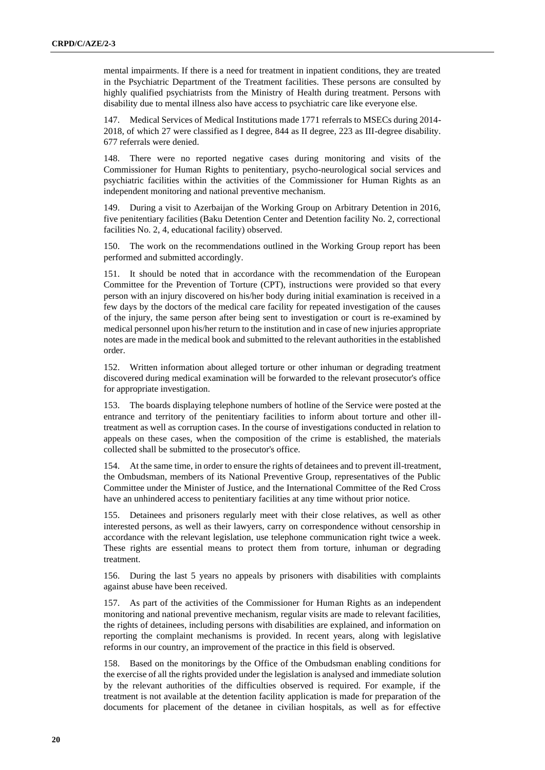mental impairments. If there is a need for treatment in inpatient conditions, they are treated in the Psychiatric Department of the Treatment facilities. These persons are consulted by highly qualified psychiatrists from the Ministry of Health during treatment. Persons with disability due to mental illness also have access to psychiatric care like everyone else.

147. Medical Services of Medical Institutions made 1771 referrals to MSECs during 2014-2018, of which 27 were classified as I degree, 844 as II degree, 223 as III-degree disability. 677 referrals were denied.

148. There were no reported negative cases during monitoring and visits of the Commissioner for Human Rights to penitentiary, psycho-neurological social services and psychiatric facilities within the activities of the Commissioner for Human Rights as an independent monitoring and national preventive mechanism.

149. During a visit to Azerbaijan of the Working Group on Arbitrary Detention in 2016, five penitentiary facilities (Baku Detention Center and Detention facility No. 2, correctional facilities No. 2, 4, educational facility) observed.

150. The work on the recommendations outlined in the Working Group report has been performed and submitted accordingly.

151. It should be noted that in accordance with the recommendation of the European Committee for the Prevention of Torture (CPT), instructions were provided so that every person with an injury discovered on his/her body during initial examination is received in a few days by the doctors of the medical care facility for repeated investigation of the causes of the injury, the same person after being sent to investigation or court is re-examined by medical personnel upon his/her return to the institution and in case of new injuries appropriate notes are made in the medical book and submitted to the relevant authorities in the established order.

152. Written information about alleged torture or other inhuman or degrading treatment discovered during medical examination will be forwarded to the relevant prosecutor's office for appropriate investigation.

153. The boards displaying telephone numbers of hotline of the Service were posted at the entrance and territory of the penitentiary facilities to inform about torture and other ill-treatment as well as corruption cases. In the course of investigations conducted in relation to appeals on these cases, when the composition of the crime is established, the materials collected shall be submitted to the prosecutor's office.

154. At the same time, in order to ensure the rights of detainees and to prevent ill-treatment, the Ombudsman, members of its National Preventive Group, representatives of the Public Committee under the Minister of Justice, and the International Committee of the Red Cross have an unhindered access to penitentiary facilities at any time without prior notice.

155. Detainees and prisoners regularly meet with their close relatives, as well as other interested persons, as well as their lawyers, carry on correspondence without censorship in accordance with the relevant legislation, use telephone communication right twice a week. These rights are essential means to protect them from torture, inhuman or degrading treatment.

156. During the last 5 years no appeals by prisoners with disabilities with complaints against abuse have been received.

157. As part of the activities of the Commissioner for Human Rights as an independent monitoring and national preventive mechanism, regular visits are made to relevant facilities, the rights of detainees, including persons with disabilities are explained, and information on reporting the complaint mechanisms is provided. In recent years, along with legislative reforms in our country, an improvement of the practice in this field is observed.

158. Based on the monitorings by the Office of the Ombudsman enabling conditions for the exercise of all the rights provided under the legislation is analysed and immediate solution by the relevant authorities of the difficulties observed is required. For example, if the treatment is not available at the detention facility application is made for preparation of the documents for placement of the detanee in civilian hospitals, as well as for effective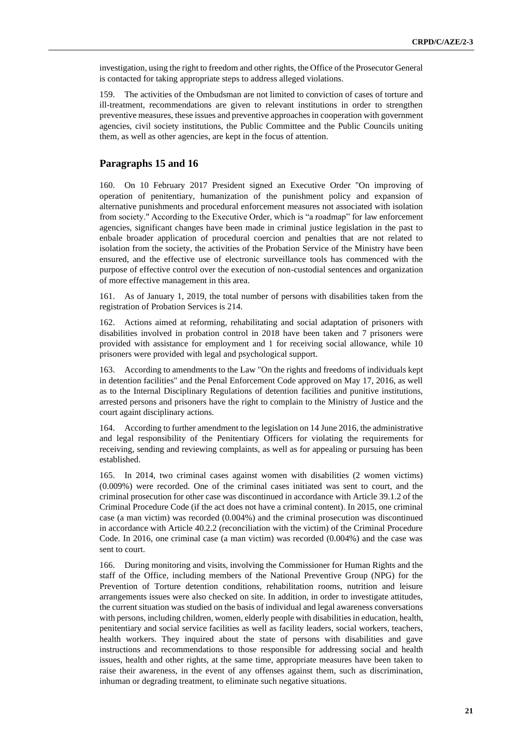investigation, using the right to freedom and other rights, the Office of the Prosecutor General is contacted for taking appropriate steps to address alleged violations.

159. The activities of the Ombudsman are not limited to conviction of cases of torture and ill-treatment, recommendations are given to relevant institutions in order to strengthen preventive measures, these issues and preventive approaches in cooperation with government agencies, civil society institutions, the Public Committee and the Public Councils uniting them, as well as other agencies, are kept in the focus of attention.

## Paragraphs 15 and 16

160. On 10 February 2017 President signed an Executive Order "On improving of operation of penitentiary, humanization of the punishment policy and expansion of alternative punishments and procedural enforcement measures not associated with isolation from society." According to the Executive Order, which is "a roadmap" for law enforcement agencies, significant changes have been made in criminal justice legislation in the past to enbale broader application of procedural coercion and penalties that are not related to isolation from the society, the activities of the Probation Service of the Ministry have been ensured, and the effective use of electronic surveillance tools has commenced with the purpose of effective control over the execution of non-custodial sentences and organization of more effective management in this area.

161. As of January 1, 2019, the total number of persons with disabilities taken from the registration of Probation Services is 214.

162. Actions aimed at reforming, rehabilitating and social adaptation of prisoners with disabilities involved in probation control in 2018 have been taken and 7 prisoners were provided with assistance for employment and 1 for receiving social allowance, while 10 prisoners were provided with legal and psychological support.

163. According to amendments to the Law "On the rights and freedoms of individuals kept in detention facilities" and the Penal Enforcement Code approved on May 17, 2016, as well as to the Internal Disciplinary Regulations of detention facilities and punitive institutions, arrested persons and prisoners have the right to complain to the Ministry of Justice and the court againt disciplinary actions.

164. According to further amendment to the legislation on 14 June 2016, the administrative and legal responsibility of the Penitentiary Officers for violating the requirements for receiving, sending and reviewing complaints, as well as for appealing or pursuing has been established.

165. In 2014, two criminal cases against women with disabilities (2 women victims) (0.009%) were recorded. One of the criminal cases initiated was sent to court, and the criminal prosecution for other case was discontinued in accordance with Article 39.1.2 of the Criminal Procedure Code (if the act does not have a criminal content). In 2015, one criminal case (a man victim) was recorded (0.004%) and the criminal prosecution was discontinued in accordance with Article 40.2.2 (reconciliation with the victim) of the Criminal Procedure Code. In 2016, one criminal case (a man victim) was recorded (0.004%) and the case was sent to court.

166. During monitoring and visits, involving the Commissioner for Human Rights and the staff of the Office, including members of the National Preventive Group (NPG) for the Prevention of Torture detention conditions, rehabilitation rooms, nutrition and leisure arrangements issues were also checked on site. In addition, in order to investigate attitudes, the current situation was studied on the basis of individual and legal awareness conversations with persons, including children, women, elderly people with disabilities in education, health, penitentiary and social service facilities as well as facility leaders, social workers, teachers, health workers. They inquired about the state of persons with disabilities and gave instructions and recommendations to those responsible for addressing social and health issues, health and other rights, at the same time, appropriate measures have been taken to raise their awareness, in the event of any offenses against them, such as discrimination, inhuman or degrading treatment, to eliminate such negative situations.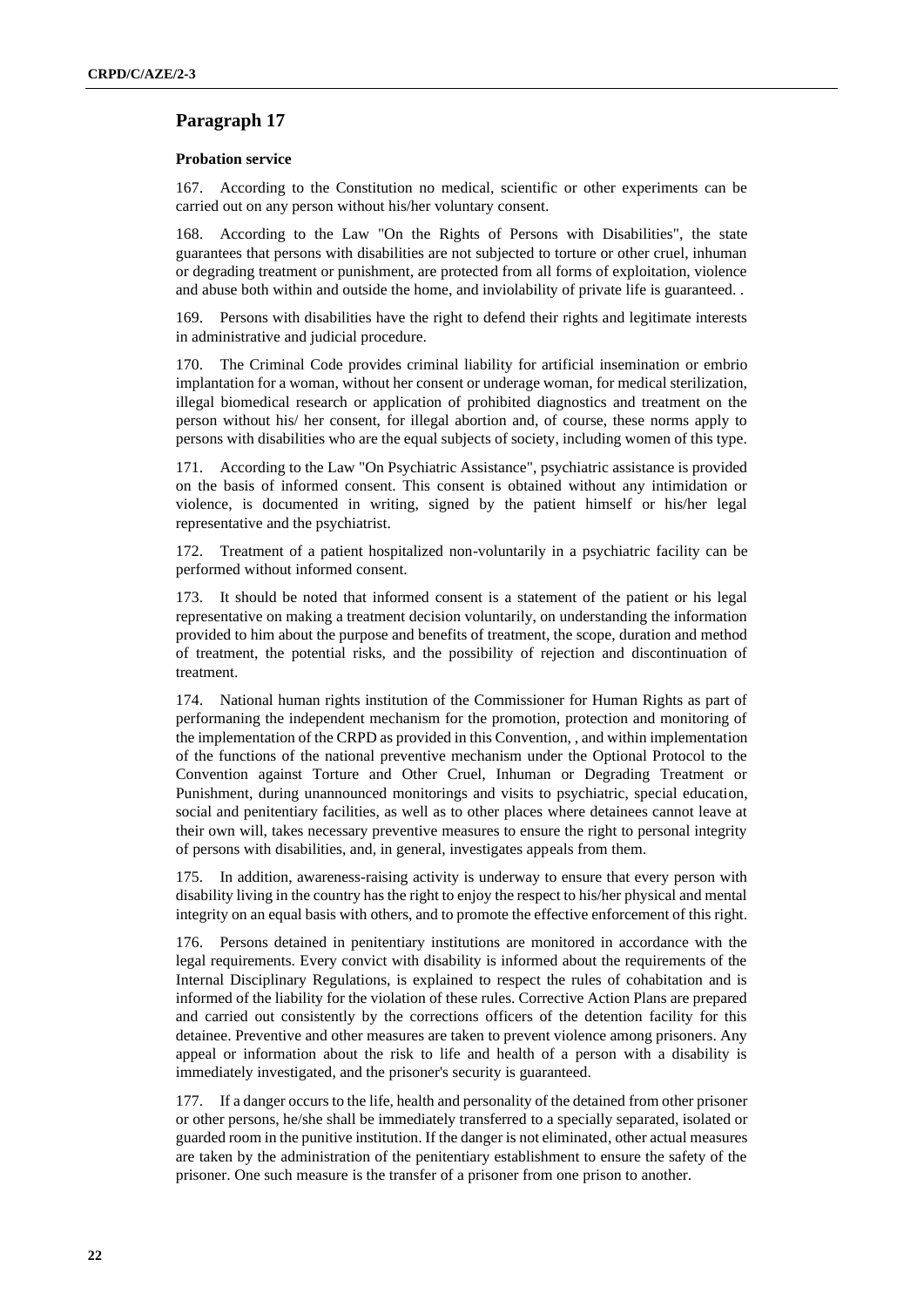## Paragraph 17

**Probation service**

167. According to the Constitution no medical, scientific or other experiments can be carried out on any person without his/her voluntary consent.

168. According to the Law "On the Rights of Persons with Disabilities", the state guarantees that persons with disabilities are not subjected to torture or other cruel, inhuman or degrading treatment or punishment, are protected from all forms of exploitation, violence and abuse both within and outside the home, and inviolability of private life is guaranteed. .

169. Persons with disabilities have the right to defend their rights and legitimate interests in administrative and judicial procedure.

170. The Criminal Code provides criminal liability for artificial insemination or embrio implantation for a woman, without her consent or underage woman, for medical sterilization, illegal biomedical research or application of prohibited diagnostics and treatment on the person without his/ her consent, for illegal abortion and, of course, these norms apply to persons with disabilities who are the equal subjects of society, including women of this type.

171. According to the Law "On Psychiatric Assistance", psychiatric assistance is provided on the basis of informed consent. This consent is obtained without any intimidation or violence, is documented in writing, signed by the patient himself or his/her legal representative and the psychiatrist.

172. Treatment of a patient hospitalized non-voluntarily in a psychiatric facility can be performed without informed consent.

173. It should be noted that informed consent is a statement of the patient or his legal representative on making a treatment decision voluntarily, on understanding the information provided to him about the purpose and benefits of treatment, the scope, duration and method of treatment, the potential risks, and the possibility of rejection and discontinuation of treatment.

174. National human rights institution of the Commissioner for Human Rights as part of performaning the independent mechanism for the promotion, protection and monitoring of the implementation of the CRPD as provided in this Convention, , and within implementation of the functions of the national preventive mechanism under the Optional Protocol to the Convention against Torture and Other Cruel, Inhuman or Degrading Treatment or Punishment, during unannounced monitorings and visits to psychiatric, special education, social and penitentiary facilities, as well as to other places where detainees cannot leave at their own will, takes necessary preventive measures to ensure the right to personal integrity of persons with disabilities, and, in general, investigates appeals from them.

175. In addition, awareness-raising activity is underway to ensure that every person with disability living in the country has the right to enjoy the respect to his/her physical and mental integrity on an equal basis with others, and to promote the effective enforcement of this right.

176. Persons detained in penitentiary institutions are monitored in accordance with the legal requirements. Every convict with disability is informed about the requirements of the Internal Disciplinary Regulations, is explained to respect the rules of cohabitation and is informed of the liability for the violation of these rules. Corrective Action Plans are prepared and carried out consistently by the corrections officers of the detention facility for this detainee. Preventive and other measures are taken to prevent violence among prisoners. Any appeal or information about the risk to life and health of a person with a disability is immediately investigated, and the prisoner's security is guaranteed.

177. If a danger occurs to the life, health and personality of the detained from other prisoner or other persons, he/she shall be immediately transferred to a specially separated, isolated or guarded room in the punitive institution. If the danger is not eliminated, other actual measures are taken by the administration of the penitentiary establishment to ensure the safety of the prisoner. One such measure is the transfer of a prisoner from one prison to another.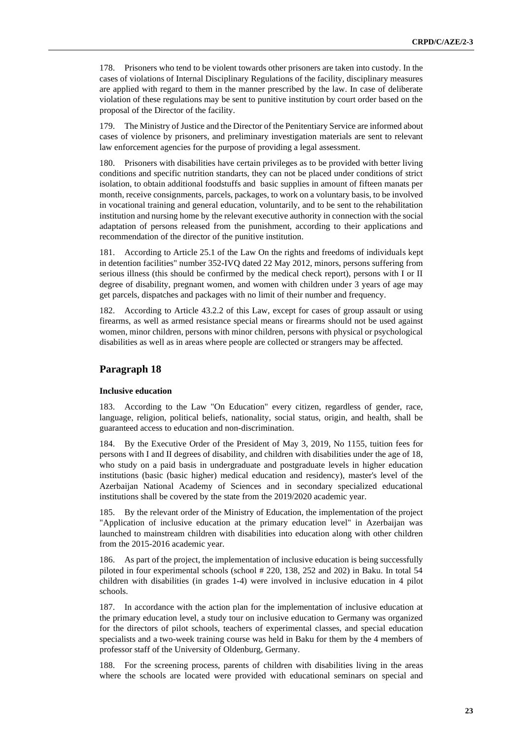178. Prisoners who tend to be violent towards other prisoners are taken into custody. In the cases of violations of Internal Disciplinary Regulations of the facility, disciplinary measures are applied with regard to them in the manner prescribed by the law. In case of deliberate violation of these regulations may be sent to punitive institution by court order based on the proposal of the Director of the facility.

179. The Ministry of Justice and the Director of the Penitentiary Service are informed about cases of violence by prisoners, and preliminary investigation materials are sent to relevant law enforcement agencies for the purpose of providing a legal assessment.

180. Prisoners with disabilities have certain privileges as to be provided with better living conditions and specific nutrition standarts, they can not be placed under conditions of strict isolation, to obtain additional foodstuffs and basic supplies in amount of fifteen manats per month, receive consignments, parcels, packages, to work on a voluntary basis, to be involved in vocational training and general education, voluntarily, and to be sent to the rehabilitation institution and nursing home by the relevant executive authority in connection with the social adaptation of persons released from the punishment, according to their applications and recommendation of the director of the punitive institution.

181. According to Article 25.1 of the Law On the rights and freedoms of individuals kept in detention facilities" number 352-IVQ dated 22 May 2012, minors, persons suffering from serious illness (this should be confirmed by the medical check report), persons with I or II degree of disability, pregnant women, and women with children under 3 years of age may get parcels, dispatches and packages with no limit of their number and frequency.

182. According to Article 43.2.2 of this Law, except for cases of group assault or using firearms, as well as armed resistance special means or firearms should not be used against women, minor children, persons with minor children, persons with physical or psychological disabilities as well as in areas where people are collected or strangers may be affected.

## Paragraph 18

### Inclusive education

183. According to the Law "On Education" every citizen, regardless of gender, race, language, religion, political beliefs, nationality, social status, origin, and health, shall be guaranteed access to education and non-discrimination.

184. By the Executive Order of the President of May 3, 2019, No 1155, tuition fees for persons with I and II degrees of disability, and children with disabilities under the age of 18, who study on a paid basis in undergraduate and postgraduate levels in higher education institutions (basic (basic higher) medical education and residency), master's level of the Azerbaijan National Academy of Sciences and in secondary specialized educational institutions shall be covered by the state from the 2019/2020 academic year.

185. By the relevant order of the Ministry of Education, the implementation of the project "Application of inclusive education at the primary education level" in Azerbaijan was launched to mainstream children with disabilities into education along with other children from the 2015-2016 academic year.

186. As part of the project, the implementation of inclusive education is being successfully piloted in four experimental schools (school # 220, 138, 252 and 202) in Baku. In total 54 children with disabilities (in grades 1-4) were involved in inclusive education in 4 pilot schools.

187. In accordance with the action plan for the implementation of inclusive education at the primary education level, a study tour on inclusive education to Germany was organized for the directors of pilot schools, teachers of experimental classes, and special education specialists and a two-week training course was held in Baku for them by the 4 members of professor staff of the University of Oldenburg, Germany.

188. For the screening process, parents of children with disabilities living in the areas where the schools are located were provided with educational seminars on special and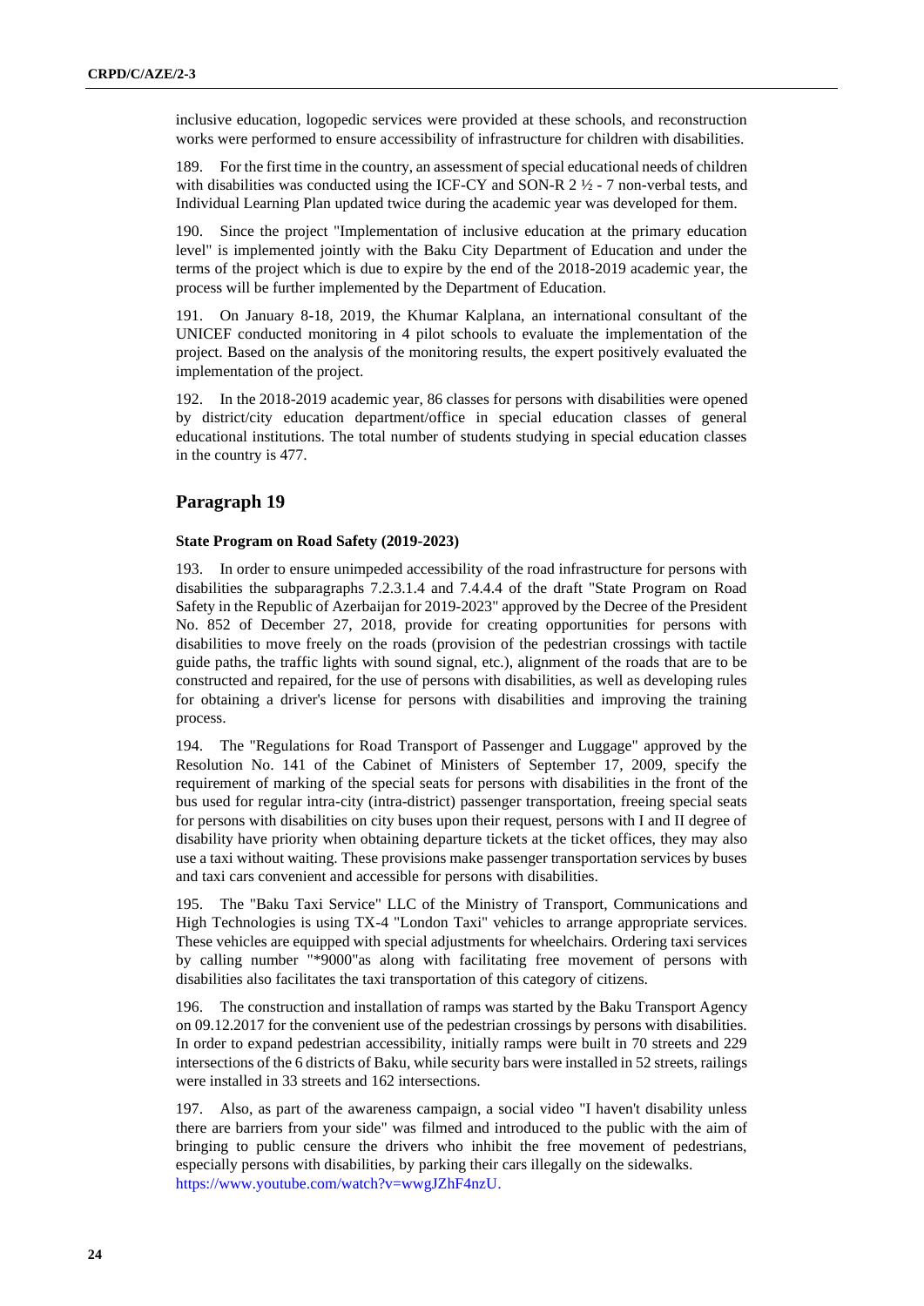inclusive education, logopedic services were provided at these schools, and reconstruction works were performed to ensure accessibility of infrastructure for children with disabilities.

189. For the first time in the country, an assessment of special educational needs of children with disabilities was conducted using the ICF-CY and SON-R 2 ½ - 7 non-verbal tests, and Individual Learning Plan updated twice during the academic year was developed for them.

190. Since the project "Implementation of inclusive education at the primary education level" is implemented jointly with the Baku City Department of Education and under the terms of the project which is due to expire by the end of the 2018-2019 academic year, the process will be further implemented by the Department of Education.

191. On January 8-18, 2019, the Khumar Kalplana, an international consultant of the UNICEF conducted monitoring in 4 pilot schools to evaluate the implementation of the project. Based on the analysis of the monitoring results, the expert positively evaluated the implementation of the project.

192. In the 2018-2019 academic year, 86 classes for persons with disabilities were opened by district/city education department/office in special education classes of general educational institutions. The total number of students studying in special education classes in the country is 477.

## Paragraph 19

#### State Program on Road Safety (2019-2023)

193. In order to ensure unimpeded accessibility of the road infrastructure for persons with disabilities the subparagraphs 7.2.3.1.4 and 7.4.4.4 of the draft "State Program on Road Safety in the Republic of Azerbaijan for 2019-2023" approved by the Decree of the President No. 852 of December 27, 2018, provide for creating opportunities for persons with disabilities to move freely on the roads (provision of the pedestrian crossings with tactile guide paths, the traffic lights with sound signal, etc.), alignment of the roads that are to be constructed and repaired, for the use of persons with disabilities, as well as developing rules for obtaining a driver's license for persons with disabilities and improving the training process.

194. The "Regulations for Road Transport of Passenger and Luggage" approved by the Resolution No. 141 of the Cabinet of Ministers of September 17, 2009, specify the requirement of marking of the special seats for persons with disabilities in the front of the bus used for regular intra-city (intra-district) passenger transportation, freeing special seats for persons with disabilities on city buses upon their request, persons with I and II degree of disability have priority when obtaining departure tickets at the ticket offices, they may also use a taxi without waiting. These provisions make passenger transportation services by buses and taxi cars convenient and accessible for persons with disabilities.

195. The "Baku Taxi Service" LLC of the Ministry of Transport, Communications and High Technologies is using TX-4 "London Taxi" vehicles to arrange appropriate services. These vehicles are equipped with special adjustments for wheelchairs. Ordering taxi services by calling number "*9000"as along with facilitating free movement of persons with disabilities also facilitates the taxi transportation of this category of citizens.

196. The construction and installation of ramps was started by the Baku Transport Agency on 09.12.2017 for the convenient use of the pedestrian crossings by persons with disabilities. In order to expand pedestrian accessibility, initially ramps were built in 70 streets and 229 intersections of the 6 districts of Baku, while security bars were installed in 52 streets, railings were installed in 33 streets and 162 intersections.

197. Also, as part of the awareness campaign, a social video "I haven't disability unless there are barriers from your side" was filmed and introduced to the public with the aim of bringing to public censure the drivers who inhibit the free movement of pedestrians, especially persons with disabilities, by parking their cars illegally on the sidewalks. https://www.youtube.com/watch?v=wwgJZhF4nzU.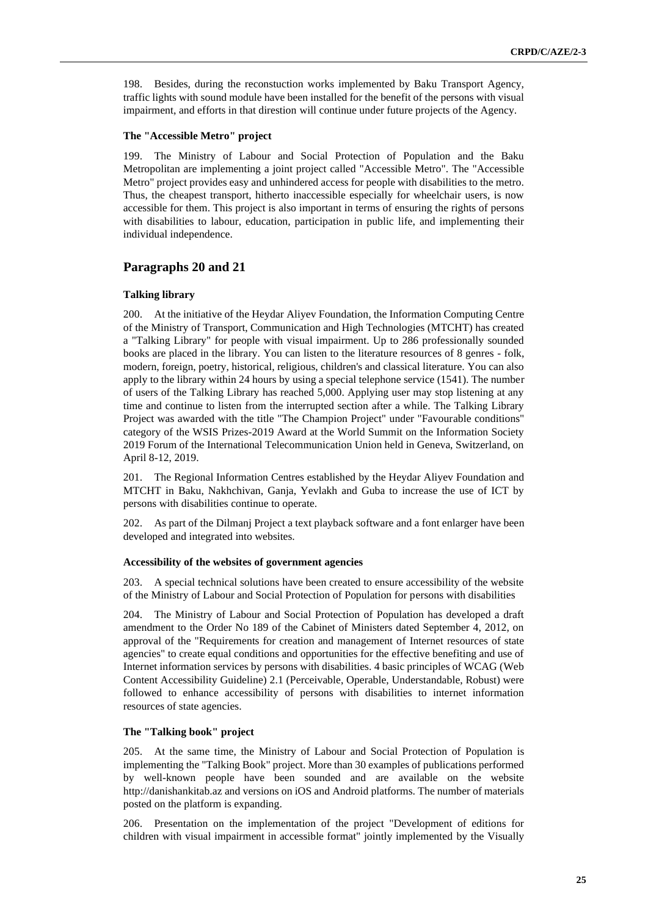198. Besides, during the reconstuction works implemented by Baku Transport Agency, traffic lights with sound module have been installed for the benefit of the persons with visual impairment, and efforts in that diretion will continue under future projects of the Agency.

#### The "Accessible Metro" project

199. The Ministry of Labour and Social Protection of Population and the Baku Metropolitan are implementing a joint project called "Accessible Metro". The "Accessible Metro" project provides easy and unhindered access for people with disabilities to the metro. Thus, the cheapest transport, hitherto inaccessible especially for wheelchair users, is now accessible for them. This project is also important in terms of ensuring the rights of persons with disabilities to labour, education, participation in public life, and implementing their individual independence.

## Paragraphs 20 and 21

#### Talking library

200. At the initiative of the Heydar Aliyev Foundation, the Information Computing Centre of the Ministry of Transport, Communication and High Technologies (MTCHT) has created a "Talking Library" for people with visual impairment. Up to 286 professionally sounded books are placed in the library. You can listen to the literature resources of 8 genres - folk, modern, foreign, poetry, historical, religious, children's and classical literature. You can also apply to the library within 24 hours by using a special telephone service (1541). The number of users of the Talking Library has reached 5,000. Applying user may stop listening at any time and continue to listen from the interrupted section after a while. The Talking Library Project was awarded with the title "The Champion Project" under "Favourable conditions" category of the WSIS Prizes-2019 Award at the World Summit on the Information Society 2019 Forum of the International Telecommunication Union held in Geneva, Switzerland, on April 8-12, 2019.

201. The Regional Information Centres established by the Heydar Aliyev Foundation and MTCHT in Baku, Nakhchivan, Ganja, Yevlakh and Guba to increase the use of ICT by persons with disabilities continue to operate.

202. As part of the Dilmanj Project a text playback software and a font enlarger have been developed and integrated into websites.

#### Accessibility of the websites of government agencies

203. A special technical solutions have been created to ensure accessibility of the website of the Ministry of Labour and Social Protection of Population for persons with disabilities

204. The Ministry of Labour and Social Protection of Population has developed a draft amendment to the Order No 189 of the Cabinet of Ministers dated September 4, 2012, on approval of the "Requirements for creation and management of Internet resources of state agencies" to create equal conditions and opportunities for the effective benefiting and use of Internet information services by persons with disabilities. 4 basic principles of WCAG (Web Content Accessibility Guideline) 2.1 (Perceivable, Operable, Understandable, Robust) were followed to enhance accessibility of persons with disabilities to internet information resources of state agencies.

#### The "Talking book" project

205. At the same time, the Ministry of Labour and Social Protection of Population is implementing the "Talking Book" project. More than 30 examples of publications performed by well-known people have been sounded and are available on the website http://danishankitab.az and versions on iOS and Android platforms. The number of materials posted on the platform is expanding.

206. Presentation on the implementation of the project "Development of editions for children with visual impairment in accessible format" jointly implemented by the Visually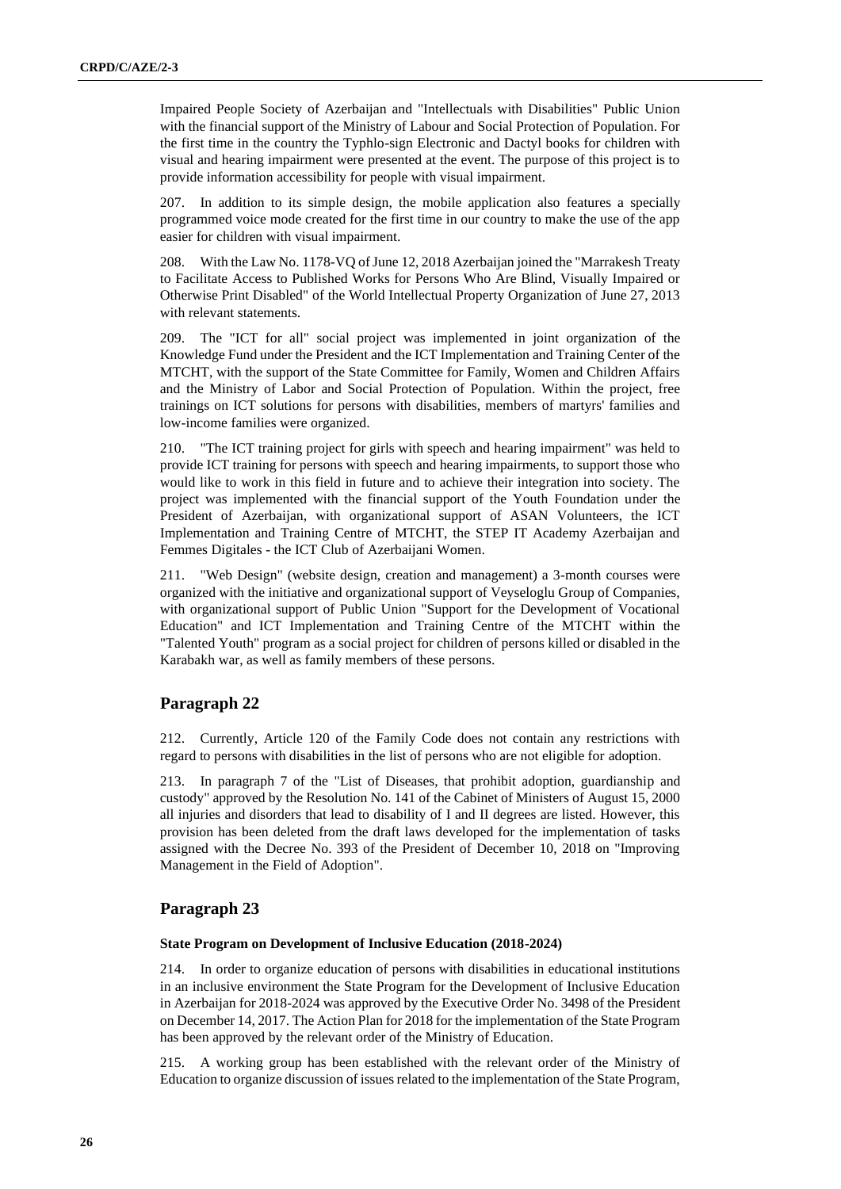Impaired People Society of Azerbaijan and "Intellectuals with Disabilities" Public Union with the financial support of the Ministry of Labour and Social Protection of Population. For the first time in the country the Typhlo-sign Electronic and Dactyl books for children with visual and hearing impairment were presented at the event. The purpose of this project is to provide information accessibility for people with visual impairment.

207. In addition to its simple design, the mobile application also features a specially programmed voice mode created for the first time in our country to make the use of the app easier for children with visual impairment.

208. With the Law No. 1178-VQ of June 12, 2018 Azerbaijan joined the "Marrakesh Treaty to Facilitate Access to Published Works for Persons Who Are Blind, Visually Impaired or Otherwise Print Disabled" of the World Intellectual Property Organization of June 27, 2013 with relevant statements.

209. The "ICT for all" social project was implemented in joint organization of the Knowledge Fund under the President and the ICT Implementation and Training Center of the MTCHT, with the support of the State Committee for Family, Women and Children Affairs and the Ministry of Labor and Social Protection of Population. Within the project, free trainings on ICT solutions for persons with disabilities, members of martyrs' families and low-income families were organized.

210. "The ICT training project for girls with speech and hearing impairment" was held to provide ICT training for persons with speech and hearing impairments, to support those who would like to work in this field in future and to achieve their integration into society. The project was implemented with the financial support of the Youth Foundation under the President of Azerbaijan, with organizational support of ASAN Volunteers, the ICT Implementation and Training Centre of MTCHT, the STEP IT Academy Azerbaijan and Femmes Digitales - the ICT Club of Azerbaijani Women.

211. "Web Design" (website design, creation and management) a 3-month courses were organized with the initiative and organizational support of Veyseloglu Group of Companies, with organizational support of Public Union "Support for the Development of Vocational Education" and ICT Implementation and Training Centre of the MTCHT within the "Talented Youth" program as a social project for children of persons killed or disabled in the Karabakh war, as well as family members of these persons.

## Paragraph 22

212. Currently, Article 120 of the Family Code does not contain any restrictions with regard to persons with disabilities in the list of persons who are not eligible for adoption.

213. In paragraph 7 of the "List of Diseases, that prohibit adoption, guardianship and custody" approved by the Resolution No. 141 of the Cabinet of Ministers of August 15, 2000 all injuries and disorders that lead to disability of I and II degrees are listed. However, this provision has been deleted from the draft laws developed for the implementation of tasks assigned with the Decree No. 393 of the President of December 10, 2018 on "Improving Management in the Field of Adoption".

## Paragraph 23

### State Program on Development of Inclusive Education (2018-2024)

214. In order to organize education of persons with disabilities in educational institutions in an inclusive environment the State Program for the Development of Inclusive Education in Azerbaijan for 2018-2024 was approved by the Executive Order No. 3498 of the President on December 14, 2017. The Action Plan for 2018 for the implementation of the State Program has been approved by the relevant order of the Ministry of Education.

215. A working group has been established with the relevant order of the Ministry of Education to organize discussion of issues related to the implementation of the State Program,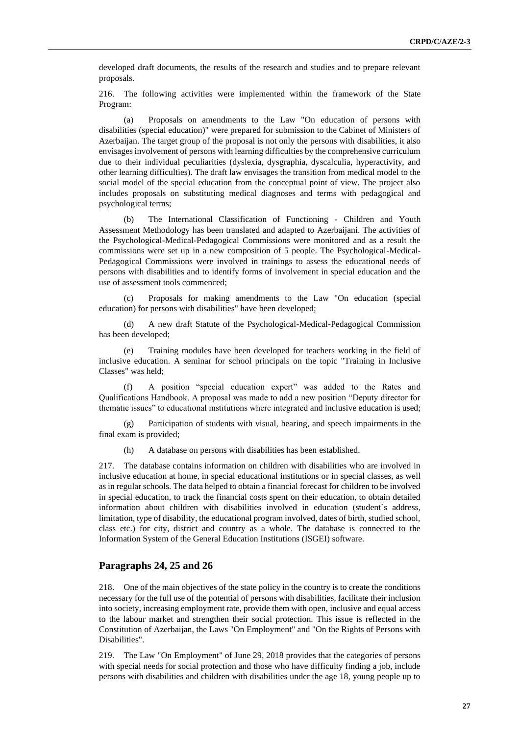developed draft documents, the results of the research and studies and to prepare relevant proposals.

216. The following activities were implemented within the framework of the State Program:

(a) Proposals on amendments to the Law "On education of persons with disabilities (special education)" were prepared for submission to the Cabinet of Ministers of Azerbaijan. The target group of the proposal is not only the persons with disabilities, it also envisages involvement of persons with learning difficulties by the comprehensive curriculum due to their individual peculiarities (dyslexia, dysgraphia, dyscalculia, hyperactivity, and other learning difficulties). The draft law envisages the transition from medical model to the social model of the special education from the conceptual point of view. The project also includes proposals on substituting medical diagnoses and terms with pedagogical and psychological terms;

(b) The International Classification of Functioning - Children and Youth Assessment Methodology has been translated and adapted to Azerbaijani. The activities of the Psychological-Medical-Pedagogical Commissions were monitored and as a result the commissions were set up in a new composition of 5 people. The Psychological-Medical-Pedagogical Commissions were involved in trainings to assess the educational needs of persons with disabilities and to identify forms of involvement in special education and the use of assessment tools commenced;

(c) Proposals for making amendments to the Law "On education (special education) for persons with disabilities" have been developed;

(d) A new draft Statute of the Psychological-Medical-Pedagogical Commission has been developed;

(e) Training modules have been developed for teachers working in the field of inclusive education. A seminar for school principals on the topic "Training in Inclusive Classes" was held;

(f) A position "special education expert" was added to the Rates and Qualifications Handbook. A proposal was made to add a new position "Deputy director for thematic issues" to educational institutions where integrated and inclusive education is used;

(g) Participation of students with visual, hearing, and speech impairments in the final exam is provided;

(h) A database on persons with disabilities has been established.

217. The database contains information on children with disabilities who are involved in inclusive education at home, in special educational institutions or in special classes, as well as in regular schools. The data helped to obtain a financial forecast for children to be involved in special education, to track the financial costs spent on their education, to obtain detailed information about children with disabilities involved in education (student`s address, limitation, type of disability, the educational program involved, dates of birth, studied school, class etc.) for city, district and country as a whole. The database is connected to the Information System of the General Education Institutions (ISGEI) software.

## Paragraphs 24, 25 and 26

218. One of the main objectives of the state policy in the country is to create the conditions necessary for the full use of the potential of persons with disabilities, facilitate their inclusion into society, increasing employment rate, provide them with open, inclusive and equal access to the labour market and strengthen their social protection. This issue is reflected in the Constitution of Azerbaijan, the Laws "On Employment" and "On the Rights of Persons with Disabilities".

219. The Law "On Employment" of June 29, 2018 provides that the categories of persons with special needs for social protection and those who have difficulty finding a job, include persons with disabilities and children with disabilities under the age 18, young people up to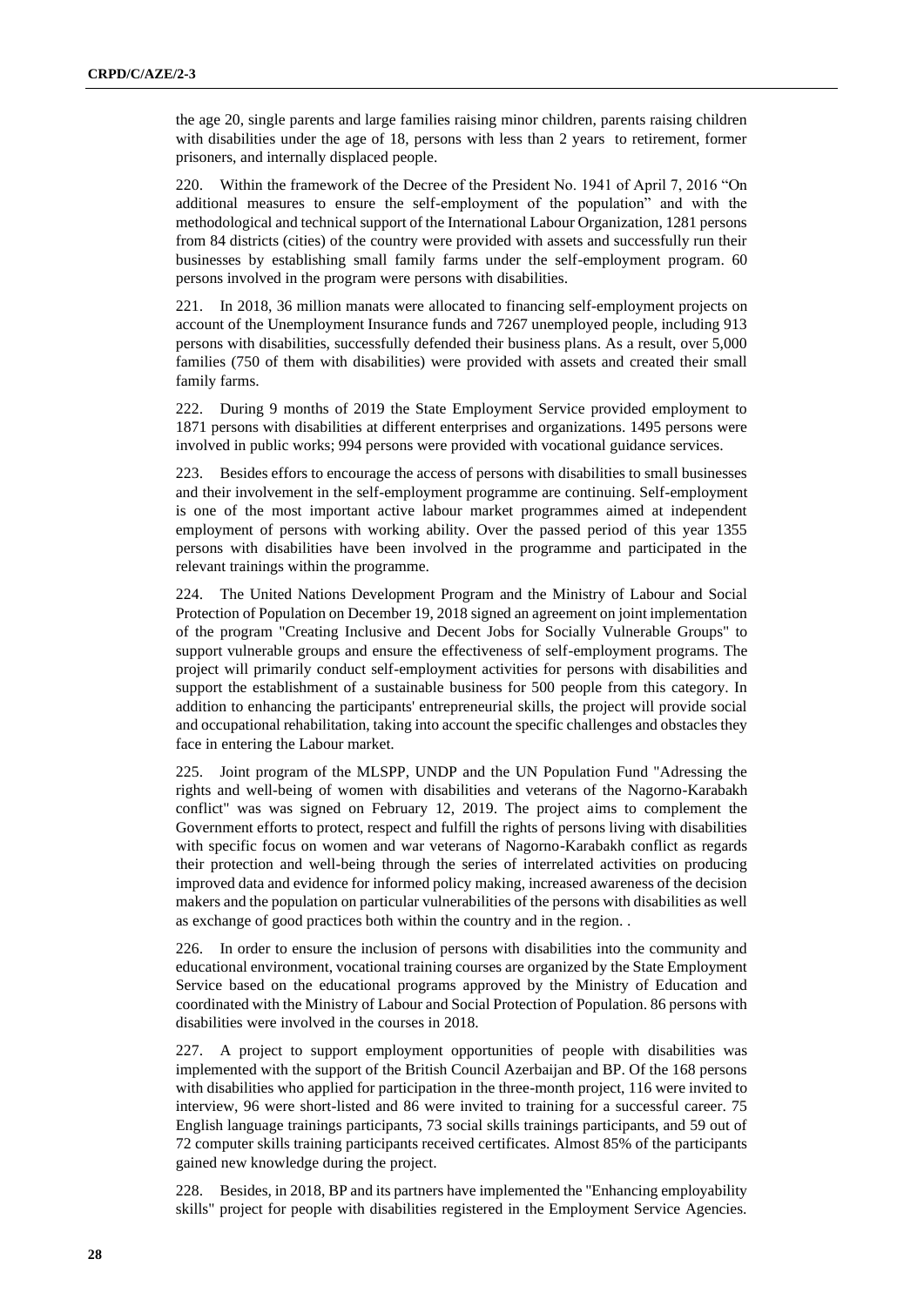the age 20, single parents and large families raising minor children, parents raising children with disabilities under the age of 18, persons with less than 2 years to retirement, former prisoners, and internally displaced people.

220. Within the framework of the Decree of the President No. 1941 of April 7, 2016 "On additional measures to ensure the self-employment of the population" and with the methodological and technical support of the International Labour Organization, 1281 persons from 84 districts (cities) of the country were provided with assets and successfully run their businesses by establishing small family farms under the self-employment program. 60 persons involved in the program were persons with disabilities.

221. In 2018, 36 million manats were allocated to financing self-employment projects on account of the Unemployment Insurance funds and 7267 unemployed people, including 913 persons with disabilities, successfully defended their business plans. As a result, over 5,000 families (750 of them with disabilities) were provided with assets and created their small family farms.

222. During 9 months of 2019 the State Employment Service provided employment to 1871 persons with disabilities at different enterprises and organizations. 1495 persons were involved in public works; 994 persons were provided with vocational guidance services.

223. Besides effors to encourage the access of persons with disabilities to small businesses and their involvement in the self-employment programme are continuing. Self-employment is one of the most important active labour market programmes aimed at independent employment of persons with working ability. Over the passed period of this year 1355 persons with disabilities have been involved in the programme and participated in the relevant trainings within the programme.

224. The United Nations Development Program and the Ministry of Labour and Social Protection of Population on December 19, 2018 signed an agreement on joint implementation of the program "Creating Inclusive and Decent Jobs for Socially Vulnerable Groups" to support vulnerable groups and ensure the effectiveness of self-employment programs. The project will primarily conduct self-employment activities for persons with disabilities and support the establishment of a sustainable business for 500 people from this category. In addition to enhancing the participants' entrepreneurial skills, the project will provide social and occupational rehabilitation, taking into account the specific challenges and obstacles they face in entering the Labour market.

225. Joint program of the MLSPP, UNDP and the UN Population Fund "Adressing the rights and well-being of women with disabilities and veterans of the Nagorno-Karabakh conflict" was was signed on February 12, 2019. The project aims to complement the Government efforts to protect, respect and fulfill the rights of persons living with disabilities with specific focus on women and war veterans of Nagorno-Karabakh conflict as regards their protection and well-being through the series of interrelated activities on producing improved data and evidence for informed policy making, increased awareness of the decision makers and the population on particular vulnerabilities of the persons with disabilities as well as exchange of good practices both within the country and in the region. .

226. In order to ensure the inclusion of persons with disabilities into the community and educational environment, vocational training courses are organized by the State Employment Service based on the educational programs approved by the Ministry of Education and coordinated with the Ministry of Labour and Social Protection of Population. 86 persons with disabilities were involved in the courses in 2018.

227. A project to support employment opportunities of people with disabilities was implemented with the support of the British Council Azerbaijan and BP. Of the 168 persons with disabilities who applied for participation in the three-month project, 116 were invited to interview, 96 were short-listed and 86 were invited to training for a successful career. 75 English language trainings participants, 73 social skills trainings participants, and 59 out of 72 computer skills training participants received certificates. Almost 85% of the participants gained new knowledge during the project.

228. Besides, in 2018, BP and its partners have implemented the "Enhancing employability skills" project for people with disabilities registered in the Employment Service Agencies.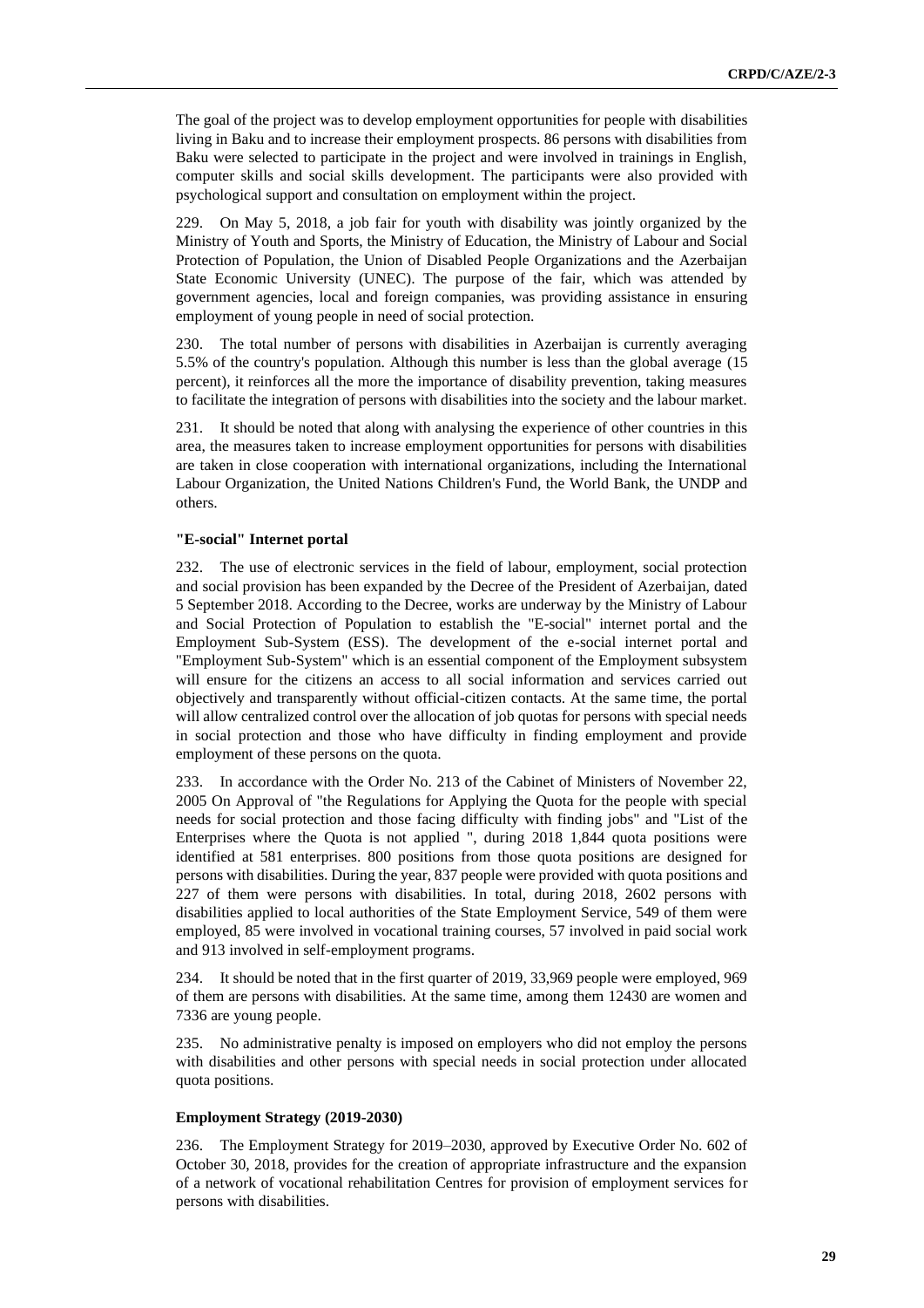The goal of the project was to develop employment opportunities for people with disabilities living in Baku and to increase their employment prospects. 86 persons with disabilities from Baku were selected to participate in the project and were involved in trainings in English, computer skills and social skills development. The participants were also provided with psychological support and consultation on employment within the project.

229. On May 5, 2018, a job fair for youth with disability was jointly organized by the Ministry of Youth and Sports, the Ministry of Education, the Ministry of Labour and Social Protection of Population, the Union of Disabled People Organizations and the Azerbaijan State Economic University (UNEC). The purpose of the fair, which was attended by government agencies, local and foreign companies, was providing assistance in ensuring employment of young people in need of social protection.

230. The total number of persons with disabilities in Azerbaijan is currently averaging 5.5% of the country's population. Although this number is less than the global average (15 percent), it reinforces all the more the importance of disability prevention, taking measures to facilitate the integration of persons with disabilities into the society and the labour market.

231. It should be noted that along with analysing the experience of other countries in this area, the measures taken to increase employment opportunities for persons with disabilities are taken in close cooperation with international organizations, including the International Labour Organization, the United Nations Children's Fund, the World Bank, the UNDP and others.

**"E-social" Internet portal**

232. The use of electronic services in the field of labour, employment, social protection and social provision has been expanded by the Decree of the President of Azerbaijan, dated 5 September 2018. According to the Decree, works are underway by the Ministry of Labour and Social Protection of Population to establish the "E-social" internet portal and the Employment Sub-System (ESS). The development of the e-social internet portal and "Employment Sub-System" which is an essential component of the Employment subsystem will ensure for the citizens an access to all social information and services carried out objectively and transparently without official-citizen contacts. At the same time, the portal will allow centralized control over the allocation of job quotas for persons with special needs in social protection and those who have difficulty in finding employment and provide employment of these persons on the quota.

233. In accordance with the Order No. 213 of the Cabinet of Ministers of November 22, 2005 On Approval of "the Regulations for Applying the Quota for the people with special needs for social protection and those facing difficulty with finding jobs" and "List of the Enterprises where the Quota is not applied ", during 2018 1,844 quota positions were identified at 581 enterprises. 800 positions from those quota positions are designed for persons with disabilities. During the year, 837 people were provided with quota positions and 227 of them were persons with disabilities. In total, during 2018, 2602 persons with disabilities applied to local authorities of the State Employment Service, 549 of them were employed, 85 were involved in vocational training courses, 57 involved in paid social work and 913 involved in self-employment programs.

234. It should be noted that in the first quarter of 2019, 33,969 people were employed, 969 of them are persons with disabilities. At the same time, among them 12430 are women and 7336 are young people.

235. No administrative penalty is imposed on employers who did not employ the persons with disabilities and other persons with special needs in social protection under allocated quota positions.

**Employment Strategy (2019-2030)**

236. The Employment Strategy for 2019–2030, approved by Executive Order No. 602 of October 30, 2018, provides for the creation of appropriate infrastructure and the expansion of a network of vocational rehabilitation Centres for provision of employment services for persons with disabilities.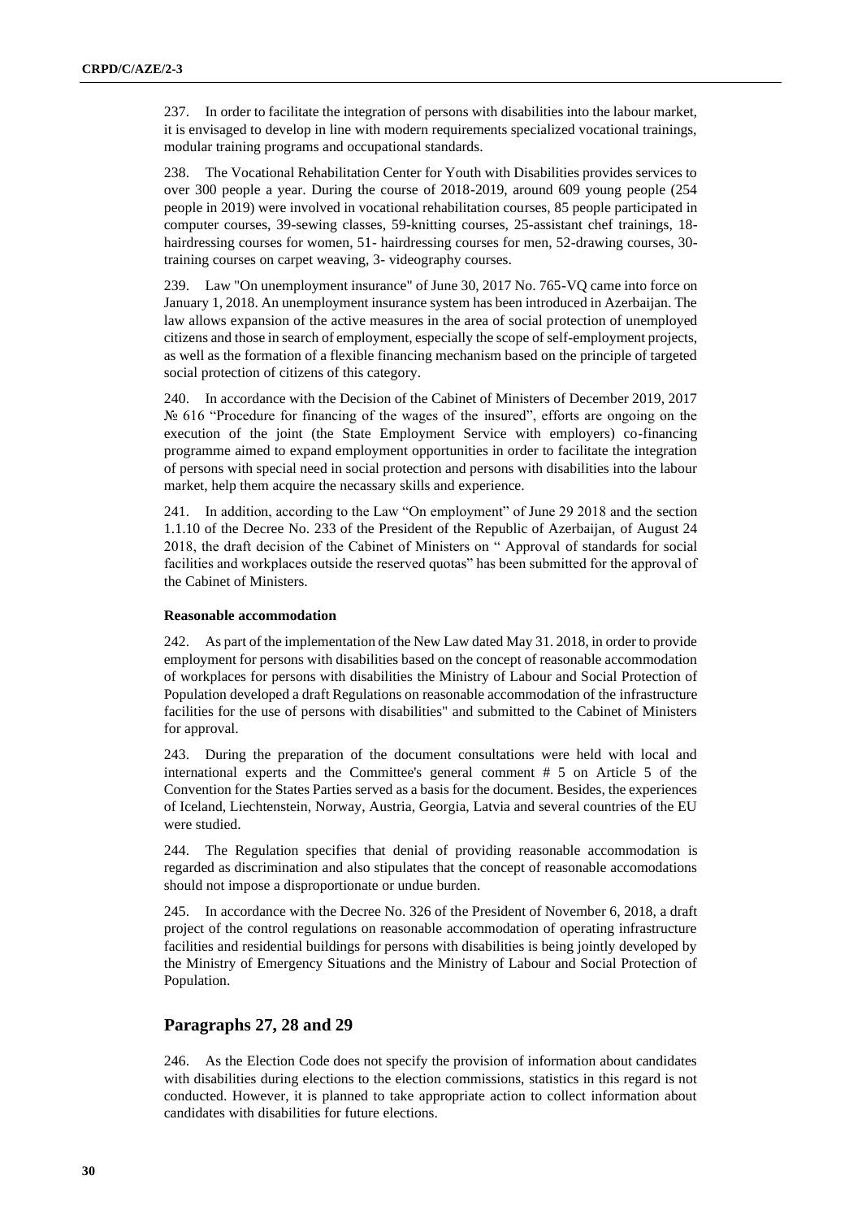237. In order to facilitate the integration of persons with disabilities into the labour market, it is envisaged to develop in line with modern requirements specialized vocational trainings, modular training programs and occupational standards.

238. The Vocational Rehabilitation Center for Youth with Disabilities provides services to over 300 people a year. During the course of 2018-2019, around 609 young people (254 people in 2019) were involved in vocational rehabilitation courses, 85 people participated in computer courses, 39-sewing classes, 59-knitting courses, 25-assistant chef trainings, 18-hairdressing courses for women, 51- hairdressing courses for men, 52-drawing courses, 30-training courses on carpet weaving, 3- videography courses.

239. Law "On unemployment insurance" of June 30, 2017 No. 765-VQ came into force on January 1, 2018. An unemployment insurance system has been introduced in Azerbaijan. The law allows expansion of the active measures in the area of social protection of unemployed citizens and those in search of employment, especially the scope of self-employment projects, as well as the formation of a flexible financing mechanism based on the principle of targeted social protection of citizens of this category.

240. In accordance with the Decision of the Cabinet of Ministers of December 2019, 2017 № 616 "Procedure for financing of the wages of the insured", efforts are ongoing on the execution of the joint (the State Employment Service with employers) co-financing programme aimed to expand employment opportunities in order to facilitate the integration of persons with special need in social protection and persons with disabilities into the labour market, help them acquire the necassary skills and experience.

241. In addition, according to the Law "On employment" of June 29 2018 and the section 1.1.10 of the Decree No. 233 of the President of the Republic of Azerbaijan, of August 24 2018, the draft decision of the Cabinet of Ministers on " Approval of standards for social facilities and workplaces outside the reserved quotas" has been submitted for the approval of the Cabinet of Ministers.

**Reasonable accommodation**

242. As part of the implementation of the New Law dated May 31. 2018, in order to provide employment for persons with disabilities based on the concept of reasonable accommodation of workplaces for persons with disabilities the Ministry of Labour and Social Protection of Population developed a draft Regulations on reasonable accommodation of the infrastructure facilities for the use of persons with disabilities" and submitted to the Cabinet of Ministers for approval.

243. During the preparation of the document consultations were held with local and international experts and the Committee's general comment # 5 on Article 5 of the Convention for the States Parties served as a basis for the document. Besides, the experiences of Iceland, Liechtenstein, Norway, Austria, Georgia, Latvia and several countries of the EU were studied.

244. The Regulation specifies that denial of providing reasonable accommodation is regarded as discrimination and also stipulates that the concept of reasonable accomodations should not impose a disproportionate or undue burden.

245. In accordance with the Decree No. 326 of the President of November 6, 2018, a draft project of the control regulations on reasonable accommodation of operating infrastructure facilities and residential buildings for persons with disabilities is being jointly developed by the Ministry of Emergency Situations and the Ministry of Labour and Social Protection of Population.

## Paragraphs 27, 28 and 29

246. As the Election Code does not specify the provision of information about candidates with disabilities during elections to the election commissions, statistics in this regard is not conducted. However, it is planned to take appropriate action to collect information about candidates with disabilities for future elections.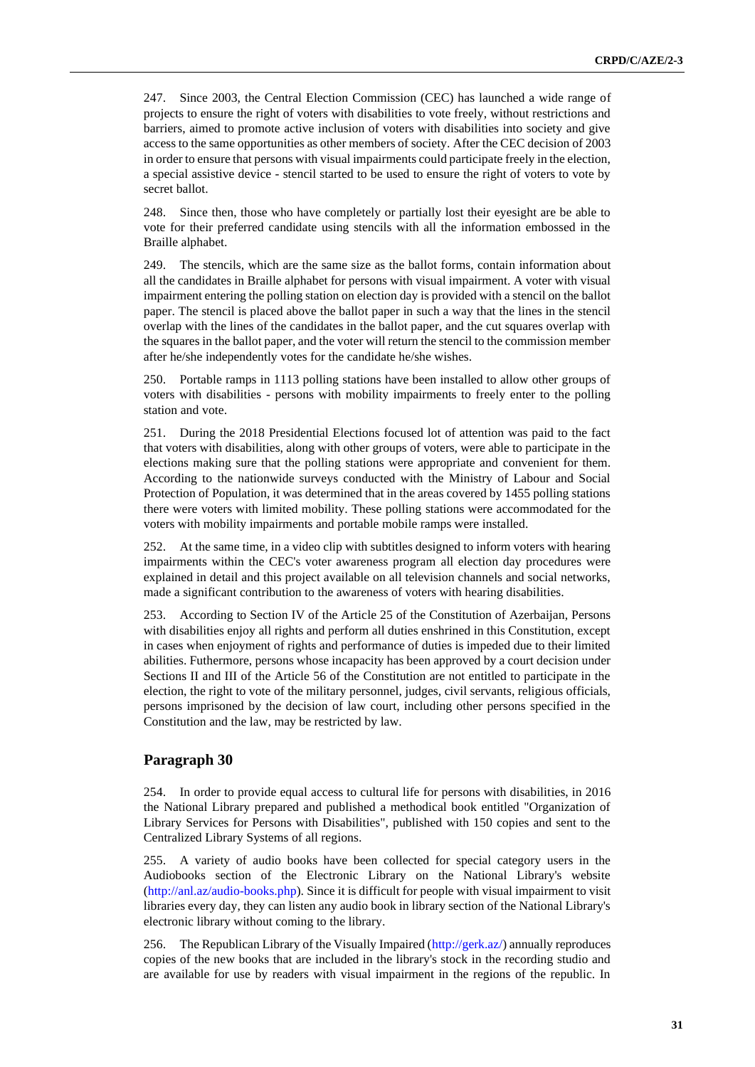247. Since 2003, the Central Election Commission (CEC) has launched a wide range of projects to ensure the right of voters with disabilities to vote freely, without restrictions and barriers, aimed to promote active inclusion of voters with disabilities into society and give access to the same opportunities as other members of society. After the CEC decision of 2003 in order to ensure that persons with visual impairments could participate freely in the election, a special assistive device - stencil started to be used to ensure the right of voters to vote by secret ballot.

248. Since then, those who have completely or partially lost their eyesight are be able to vote for their preferred candidate using stencils with all the information embossed in the Braille alphabet.

249. The stencils, which are the same size as the ballot forms, contain information about all the candidates in Braille alphabet for persons with visual impairment. A voter with visual impairment entering the polling station on election day is provided with a stencil on the ballot paper. The stencil is placed above the ballot paper in such a way that the lines in the stencil overlap with the lines of the candidates in the ballot paper, and the cut squares overlap with the squares in the ballot paper, and the voter will return the stencil to the commission member after he/she independently votes for the candidate he/she wishes.

250. Portable ramps in 1113 polling stations have been installed to allow other groups of voters with disabilities - persons with mobility impairments to freely enter to the polling station and vote.

251. During the 2018 Presidential Elections focused lot of attention was paid to the fact that voters with disabilities, along with other groups of voters, were able to participate in the elections making sure that the polling stations were appropriate and convenient for them. According to the nationwide surveys conducted with the Ministry of Labour and Social Protection of Population, it was determined that in the areas covered by 1455 polling stations there were voters with limited mobility. These polling stations were accommodated for the voters with mobility impairments and portable mobile ramps were installed.

252. At the same time, in a video clip with subtitles designed to inform voters with hearing impairments within the CEC's voter awareness program all election day procedures were explained in detail and this project available on all television channels and social networks, made a significant contribution to the awareness of voters with hearing disabilities.

253. According to Section IV of the Article 25 of the Constitution of Azerbaijan, Persons with disabilities enjoy all rights and perform all duties enshrined in this Constitution, except in cases when enjoyment of rights and performance of duties is impeded due to their limited abilities. Futhermore, persons whose incapacity has been approved by a court decision under Sections II and III of the Article 56 of the Constitution are not entitled to participate in the election, the right to vote of the military personnel, judges, civil servants, religious officials, persons imprisoned by the decision of law court, including other persons specified in the Constitution and the law, may be restricted by law.

## Paragraph 30

254. In order to provide equal access to cultural life for persons with disabilities, in 2016 the National Library prepared and published a methodical book entitled "Organization of Library Services for Persons with Disabilities", published with 150 copies and sent to the Centralized Library Systems of all regions.

255. A variety of audio books have been collected for special category users in the Audiobooks section of the Electronic Library on the National Library's website (http://anl.az/audio-books.php). Since it is difficult for people with visual impairment to visit libraries every day, they can listen any audio book in library section of the National Library's electronic library without coming to the library.

256. The Republican Library of the Visually Impaired (http://gerk.az/) annually reproduces copies of the new books that are included in the library's stock in the recording studio and are available for use by readers with visual impairment in the regions of the republic. In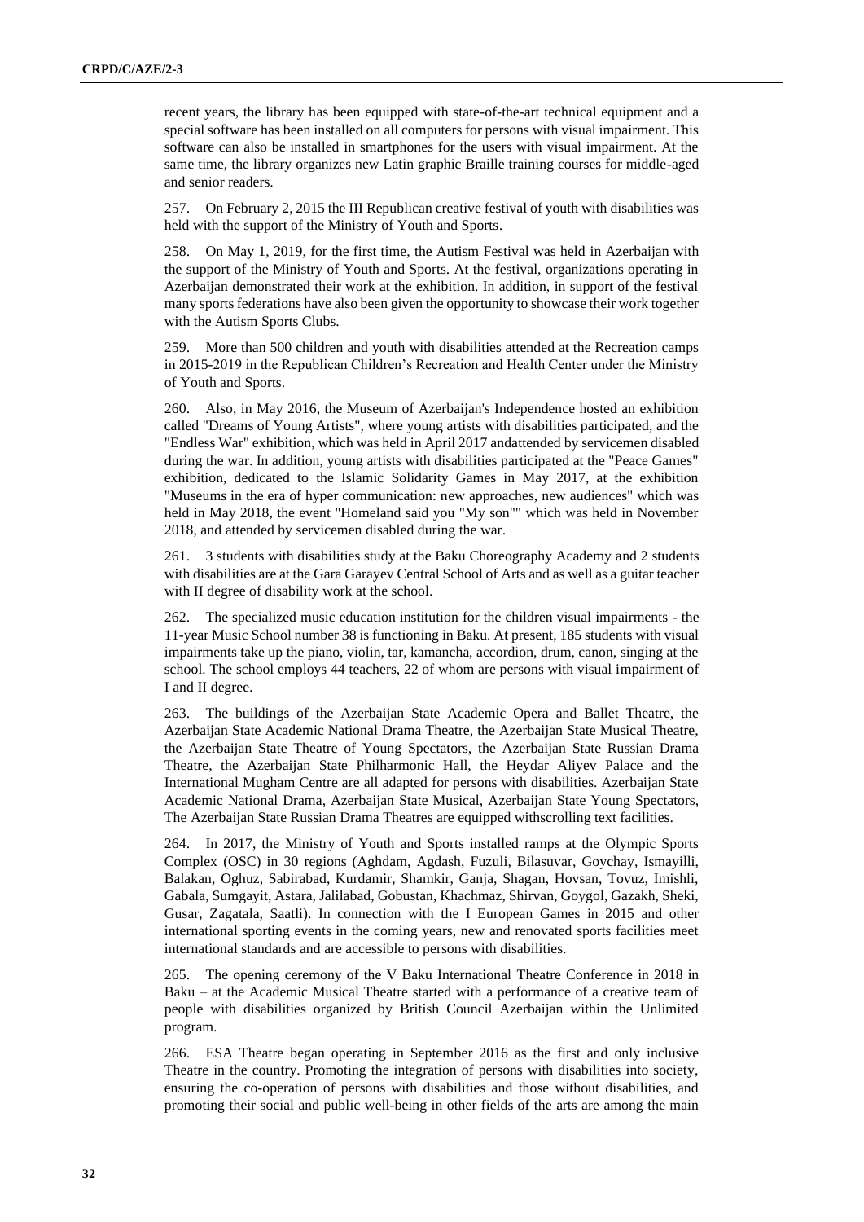recent years, the library has been equipped with state-of-the-art technical equipment and a special software has been installed on all computers for persons with visual impairment. This software can also be installed in smartphones for the users with visual impairment. At the same time, the library organizes new Latin graphic Braille training courses for middle-aged and senior readers.

257. On February 2, 2015 the III Republican creative festival of youth with disabilities was held with the support of the Ministry of Youth and Sports.

258. On May 1, 2019, for the first time, the Autism Festival was held in Azerbaijan with the support of the Ministry of Youth and Sports. At the festival, organizations operating in Azerbaijan demonstrated their work at the exhibition. In addition, in support of the festival many sports federations have also been given the opportunity to showcase their work together with the Autism Sports Clubs.

259. More than 500 children and youth with disabilities attended at the Recreation camps in 2015-2019 in the Republican Children's Recreation and Health Center under the Ministry of Youth and Sports.

260. Also, in May 2016, the Museum of Azerbaijan's Independence hosted an exhibition called "Dreams of Young Artists", where young artists with disabilities participated, and the "Endless War" exhibition, which was held in April 2017 andattended by servicemen disabled during the war. In addition, young artists with disabilities participated at the "Peace Games" exhibition, dedicated to the Islamic Solidarity Games in May 2017, at the exhibition "Museums in the era of hyper communication: new approaches, new audiences" which was held in May 2018, the event "Homeland said you "My son"" which was held in November 2018, and attended by servicemen disabled during the war.

261. 3 students with disabilities study at the Baku Choreography Academy and 2 students with disabilities are at the Gara Garayev Central School of Arts and as well as a guitar teacher with II degree of disability work at the school.

262. The specialized music education institution for the children visual impairments - the 11-year Music School number 38 is functioning in Baku. At present, 185 students with visual impairments take up the piano, violin, tar, kamancha, accordion, drum, canon, singing at the school. The school employs 44 teachers, 22 of whom are persons with visual impairment of I and II degree.

263. The buildings of the Azerbaijan State Academic Opera and Ballet Theatre, the Azerbaijan State Academic National Drama Theatre, the Azerbaijan State Musical Theatre, the Azerbaijan State Theatre of Young Spectators, the Azerbaijan State Russian Drama Theatre, the Azerbaijan State Philharmonic Hall, the Heydar Aliyev Palace and the International Mugham Centre are all adapted for persons with disabilities. Azerbaijan State Academic National Drama, Azerbaijan State Musical, Azerbaijan State Young Spectators, The Azerbaijan State Russian Drama Theatres are equipped withscrolling text facilities.

264. In 2017, the Ministry of Youth and Sports installed ramps at the Olympic Sports Complex (OSC) in 30 regions (Aghdam, Agdash, Fuzuli, Bilasuvar, Goychay, Ismayilli, Balakan, Oghuz, Sabirabad, Kurdamir, Shamkir, Ganja, Shagan, Hovsan, Tovuz, Imishli, Gabala, Sumgayit, Astara, Jalilabad, Gobustan, Khachmaz, Shirvan, Goygol, Gazakh, Sheki, Gusar, Zagatala, Saatli). In connection with the I European Games in 2015 and other international sporting events in the coming years, new and renovated sports facilities meet international standards and are accessible to persons with disabilities.

265. The opening ceremony of the V Baku International Theatre Conference in 2018 in Baku – at the Academic Musical Theatre started with a performance of a creative team of people with disabilities organized by British Council Azerbaijan within the Unlimited program.

266. ESA Theatre began operating in September 2016 as the first and only inclusive Theatre in the country. Promoting the integration of persons with disabilities into society, ensuring the co-operation of persons with disabilities and those without disabilities, and promoting their social and public well-being in other fields of the arts are among the main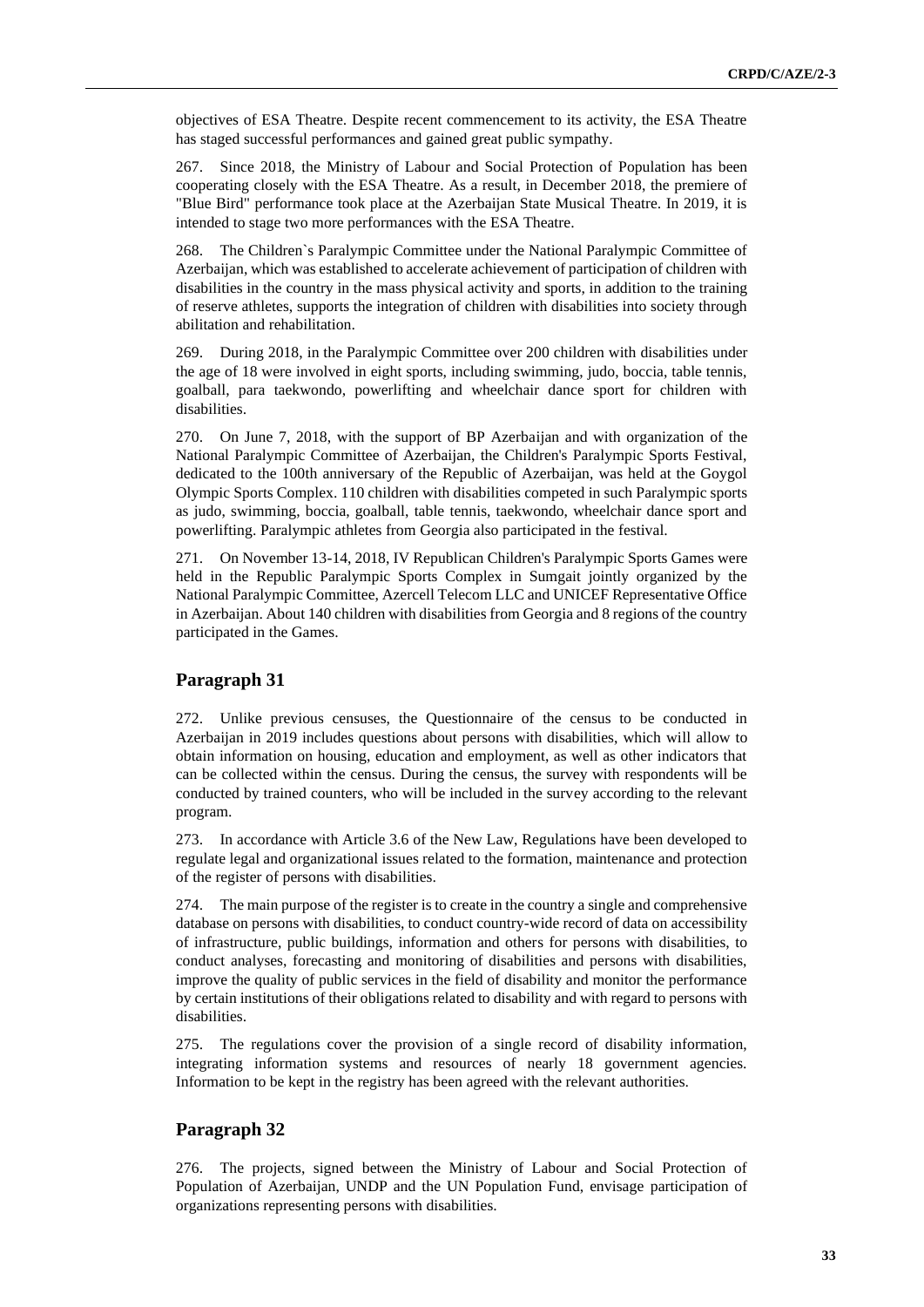objectives of ESA Theatre. Despite recent commencement to its activity, the ESA Theatre has staged successful performances and gained great public sympathy.

267. Since 2018, the Ministry of Labour and Social Protection of Population has been cooperating closely with the ESA Theatre. As a result, in December 2018, the premiere of "Blue Bird" performance took place at the Azerbaijan State Musical Theatre. In 2019, it is intended to stage two more performances with the ESA Theatre.

268. The Children`s Paralympic Committee under the National Paralympic Committee of Azerbaijan, which was established to accelerate achievement of participation of children with disabilities in the country in the mass physical activity and sports, in addition to the training of reserve athletes, supports the integration of children with disabilities into society through abilitation and rehabilitation.

269. During 2018, in the Paralympic Committee over 200 children with disabilities under the age of 18 were involved in eight sports, including swimming, judo, boccia, table tennis, goalball, para taekwondo, powerlifting and wheelchair dance sport for children with disabilities.

270. On June 7, 2018, with the support of BP Azerbaijan and with organization of the National Paralympic Committee of Azerbaijan, the Children's Paralympic Sports Festival, dedicated to the 100th anniversary of the Republic of Azerbaijan, was held at the Goygol Olympic Sports Complex. 110 children with disabilities competed in such Paralympic sports as judo, swimming, boccia, goalball, table tennis, taekwondo, wheelchair dance sport and powerlifting. Paralympic athletes from Georgia also participated in the festival.

271. On November 13-14, 2018, IV Republican Children's Paralympic Sports Games were held in the Republic Paralympic Sports Complex in Sumgait jointly organized by the National Paralympic Committee, Azercell Telecom LLC and UNICEF Representative Office in Azerbaijan. About 140 children with disabilities from Georgia and 8 regions of the country participated in the Games.

## Paragraph 31

272. Unlike previous censuses, the Questionnaire of the census to be conducted in Azerbaijan in 2019 includes questions about persons with disabilities, which will allow to obtain information on housing, education and employment, as well as other indicators that can be collected within the census. During the census, the survey with respondents will be conducted by trained counters, who will be included in the survey according to the relevant program.

273. In accordance with Article 3.6 of the New Law, Regulations have been developed to regulate legal and organizational issues related to the formation, maintenance and protection of the register of persons with disabilities.

274. The main purpose of the register is to create in the country a single and comprehensive database on persons with disabilities, to conduct country-wide record of data on accessibility of infrastructure, public buildings, information and others for persons with disabilities, to conduct analyses, forecasting and monitoring of disabilities and persons with disabilities, improve the quality of public services in the field of disability and monitor the performance by certain institutions of their obligations related to disability and with regard to persons with disabilities.

275. The regulations cover the provision of a single record of disability information, integrating information systems and resources of nearly 18 government agencies. Information to be kept in the registry has been agreed with the relevant authorities.

## Paragraph 32

276. The projects, signed between the Ministry of Labour and Social Protection of Population of Azerbaijan, UNDP and the UN Population Fund, envisage participation of organizations representing persons with disabilities.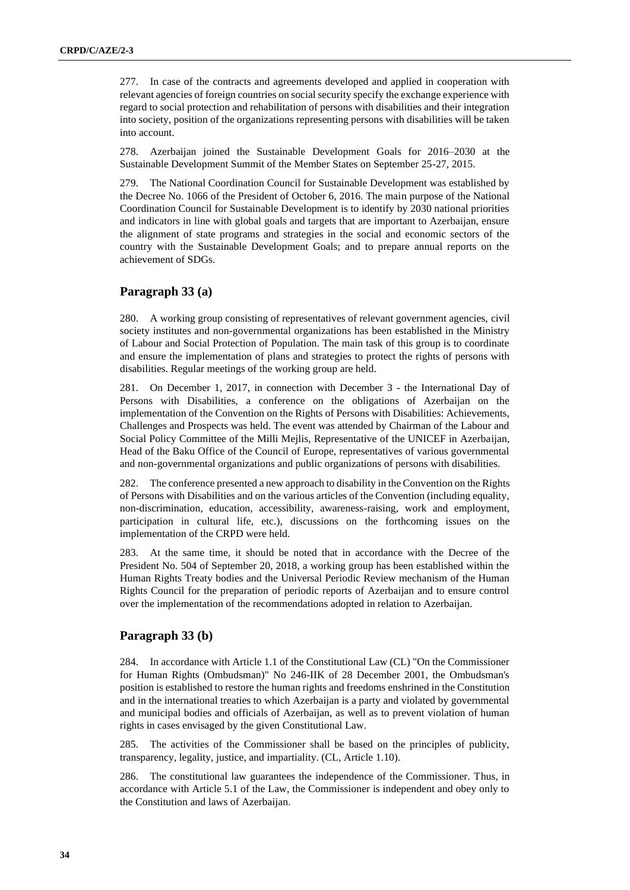277. In case of the contracts and agreements developed and applied in cooperation with relevant agencies of foreign countries on social security specify the exchange experience with regard to social protection and rehabilitation of persons with disabilities and their integration into society, position of the organizations representing persons with disabilities will be taken into account.

278. Azerbaijan joined the Sustainable Development Goals for 2016–2030 at the Sustainable Development Summit of the Member States on September 25-27, 2015.

279. The National Coordination Council for Sustainable Development was established by the Decree No. 1066 of the President of October 6, 2016. The main purpose of the National Coordination Council for Sustainable Development is to identify by 2030 national priorities and indicators in line with global goals and targets that are important to Azerbaijan, ensure the alignment of state programs and strategies in the social and economic sectors of the country with the Sustainable Development Goals; and to prepare annual reports on the achievement of SDGs.

## Paragraph 33 (a)

280. A working group consisting of representatives of relevant government agencies, civil society institutes and non-governmental organizations has been established in the Ministry of Labour and Social Protection of Population. The main task of this group is to coordinate and ensure the implementation of plans and strategies to protect the rights of persons with disabilities. Regular meetings of the working group are held.

281. On December 1, 2017, in connection with December 3 - the International Day of Persons with Disabilities, a conference on the obligations of Azerbaijan on the implementation of the Convention on the Rights of Persons with Disabilities: Achievements, Challenges and Prospects was held. The event was attended by Chairman of the Labour and Social Policy Committee of the Milli Mejlis, Representative of the UNICEF in Azerbaijan, Head of the Baku Office of the Council of Europe, representatives of various governmental and non-governmental organizations and public organizations of persons with disabilities.

282. The conference presented a new approach to disability in the Convention on the Rights of Persons with Disabilities and on the various articles of the Convention (including equality, non-discrimination, education, accessibility, awareness-raising, work and employment, participation in cultural life, etc.), discussions on the forthcoming issues on the implementation of the CRPD were held.

283. At the same time, it should be noted that in accordance with the Decree of the President No. 504 of September 20, 2018, a working group has been established within the Human Rights Treaty bodies and the Universal Periodic Review mechanism of the Human Rights Council for the preparation of periodic reports of Azerbaijan and to ensure control over the implementation of the recommendations adopted in relation to Azerbaijan.

## Paragraph 33 (b)

284. In accordance with Article 1.1 of the Constitutional Law (CL) "On the Commissioner for Human Rights (Ombudsman)" No 246-IIK of 28 December 2001, the Ombudsman's position is established to restore the human rights and freedoms enshrined in the Constitution and in the international treaties to which Azerbaijan is a party and violated by governmental and municipal bodies and officials of Azerbaijan, as well as to prevent violation of human rights in cases envisaged by the given Constitutional Law.

285. The activities of the Commissioner shall be based on the principles of publicity, transparency, legality, justice, and impartiality. (CL, Article 1.10).

286. The constitutional law guarantees the independence of the Commissioner. Thus, in accordance with Article 5.1 of the Law, the Commissioner is independent and obey only to the Constitution and laws of Azerbaijan.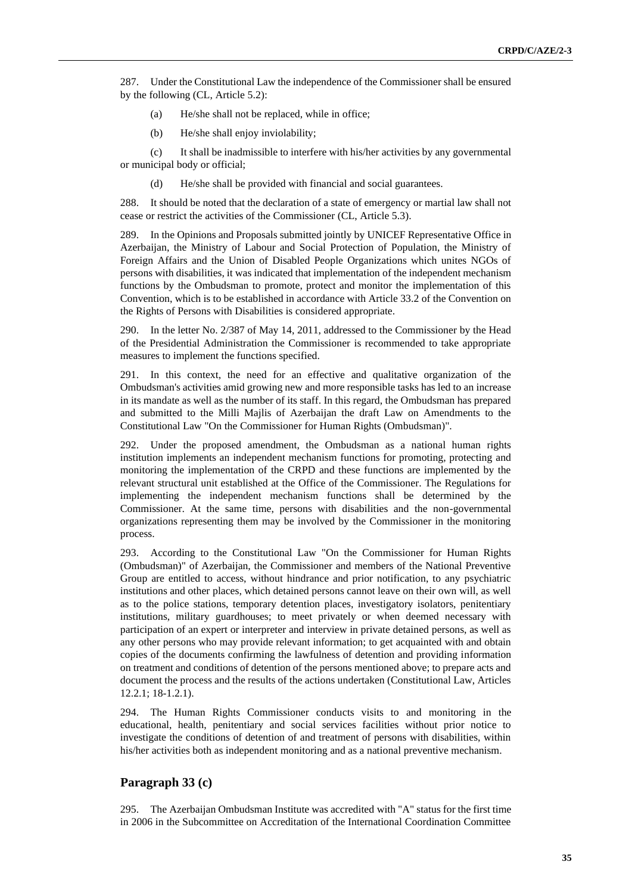287. Under the Constitutional Law the independence of the Commissioner shall be ensured by the following (CL, Article 5.2):

(a) He/she shall not be replaced, while in office;

(b) He/she shall enjoy inviolability;

(c) It shall be inadmissible to interfere with his/her activities by any governmental or municipal body or official;

(d) He/she shall be provided with financial and social guarantees.

288. It should be noted that the declaration of a state of emergency or martial law shall not cease or restrict the activities of the Commissioner (CL, Article 5.3).

289. In the Opinions and Proposals submitted jointly by UNICEF Representative Office in Azerbaijan, the Ministry of Labour and Social Protection of Population, the Ministry of Foreign Affairs and the Union of Disabled People Organizations which unites NGOs of persons with disabilities, it was indicated that implementation of the independent mechanism functions by the Ombudsman to promote, protect and monitor the implementation of this Convention, which is to be established in accordance with Article 33.2 of the Convention on the Rights of Persons with Disabilities is considered appropriate.

290. In the letter No. 2/387 of May 14, 2011, addressed to the Commissioner by the Head of the Presidential Administration the Commissioner is recommended to take appropriate measures to implement the functions specified.

291. In this context, the need for an effective and qualitative organization of the Ombudsman's activities amid growing new and more responsible tasks has led to an increase in its mandate as well as the number of its staff. In this regard, the Ombudsman has prepared and submitted to the Milli Majlis of Azerbaijan the draft Law on Amendments to the Constitutional Law "On the Commissioner for Human Rights (Ombudsman)".

292. Under the proposed amendment, the Ombudsman as a national human rights institution implements an independent mechanism functions for promoting, protecting and monitoring the implementation of the CRPD and these functions are implemented by the relevant structural unit established at the Office of the Commissioner. The Regulations for implementing the independent mechanism functions shall be determined by the Commissioner. At the same time, persons with disabilities and the non-governmental organizations representing them may be involved by the Commissioner in the monitoring process.

293. According to the Constitutional Law "On the Commissioner for Human Rights (Ombudsman)" of Azerbaijan, the Commissioner and members of the National Preventive Group are entitled to access, without hindrance and prior notification, to any psychiatric institutions and other places, which detained persons cannot leave on their own will, as well as to the police stations, temporary detention places, investigatory isolators, penitentiary institutions, military guardhouses; to meet privately or when deemed necessary with participation of an expert or interpreter and interview in private detained persons, as well as any other persons who may provide relevant information; to get acquainted with and obtain copies of the documents confirming the lawfulness of detention and providing information on treatment and conditions of detention of the persons mentioned above; to prepare acts and document the process and the results of the actions undertaken (Constitutional Law, Articles 12.2.1; 18-1.2.1).

294. The Human Rights Commissioner conducts visits to and monitoring in the educational, health, penitentiary and social services facilities without prior notice to investigate the conditions of detention of and treatment of persons with disabilities, within his/her activities both as independent monitoring and as a national preventive mechanism.

## Paragraph 33 (c)

295. The Azerbaijan Ombudsman Institute was accredited with "A" status for the first time in 2006 in the Subcommittee on Accreditation of the International Coordination Committee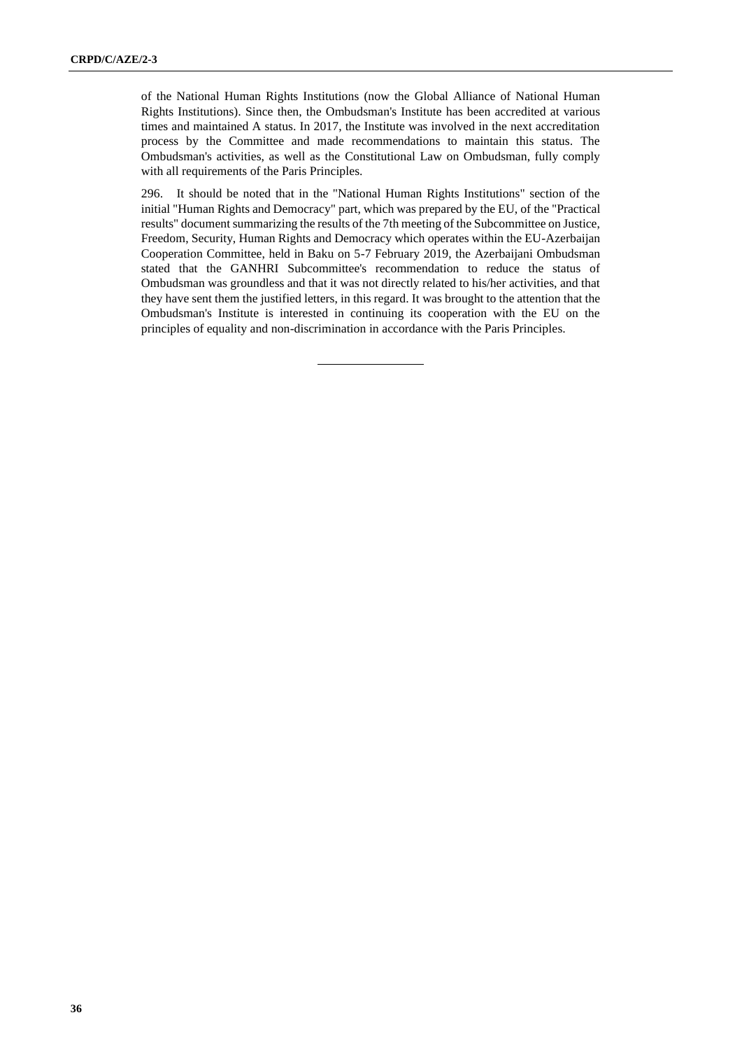of the National Human Rights Institutions (now the Global Alliance of National Human Rights Institutions). Since then, the Ombudsman's Institute has been accredited at various times and maintained A status. In 2017, the Institute was involved in the next accreditation process by the Committee and made recommendations to maintain this status. The Ombudsman's activities, as well as the Constitutional Law on Ombudsman, fully comply with all requirements of the Paris Principles.

296. It should be noted that in the "National Human Rights Institutions" section of the initial "Human Rights and Democracy" part, which was prepared by the EU, of the "Practical results" document summarizing the results of the 7th meeting of the Subcommittee on Justice, Freedom, Security, Human Rights and Democracy which operates within the EU-Azerbaijan Cooperation Committee, held in Baku on 5-7 February 2019, the Azerbaijani Ombudsman stated that the GANHRI Subcommittee's recommendation to reduce the status of Ombudsman was groundless and that it was not directly related to his/her activities, and that they have sent them the justified letters, in this regard. It was brought to the attention that the Ombudsman's Institute is interested in continuing its cooperation with the EU on the principles of equality and non-discrimination in accordance with the Paris Principles.